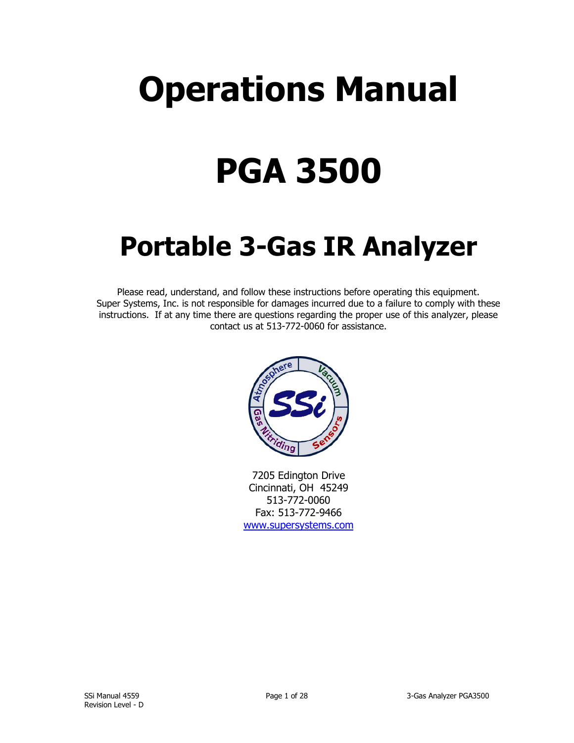# Operations Manual

# PGA 3500

## Portable 3-Gas IR Analyzer

Please read, understand, and follow these instructions before operating this equipment. Super Systems, Inc. is not responsible for damages incurred due to a failure to comply with these instructions. If at any time there are questions regarding the proper use of this analyzer, please contact us at 513-772-0060 for assistance.

7205 Edington Drive
Cincinnati, OH 45249
513-772-0060
Fax: 513-772-9466
www.supersystems.com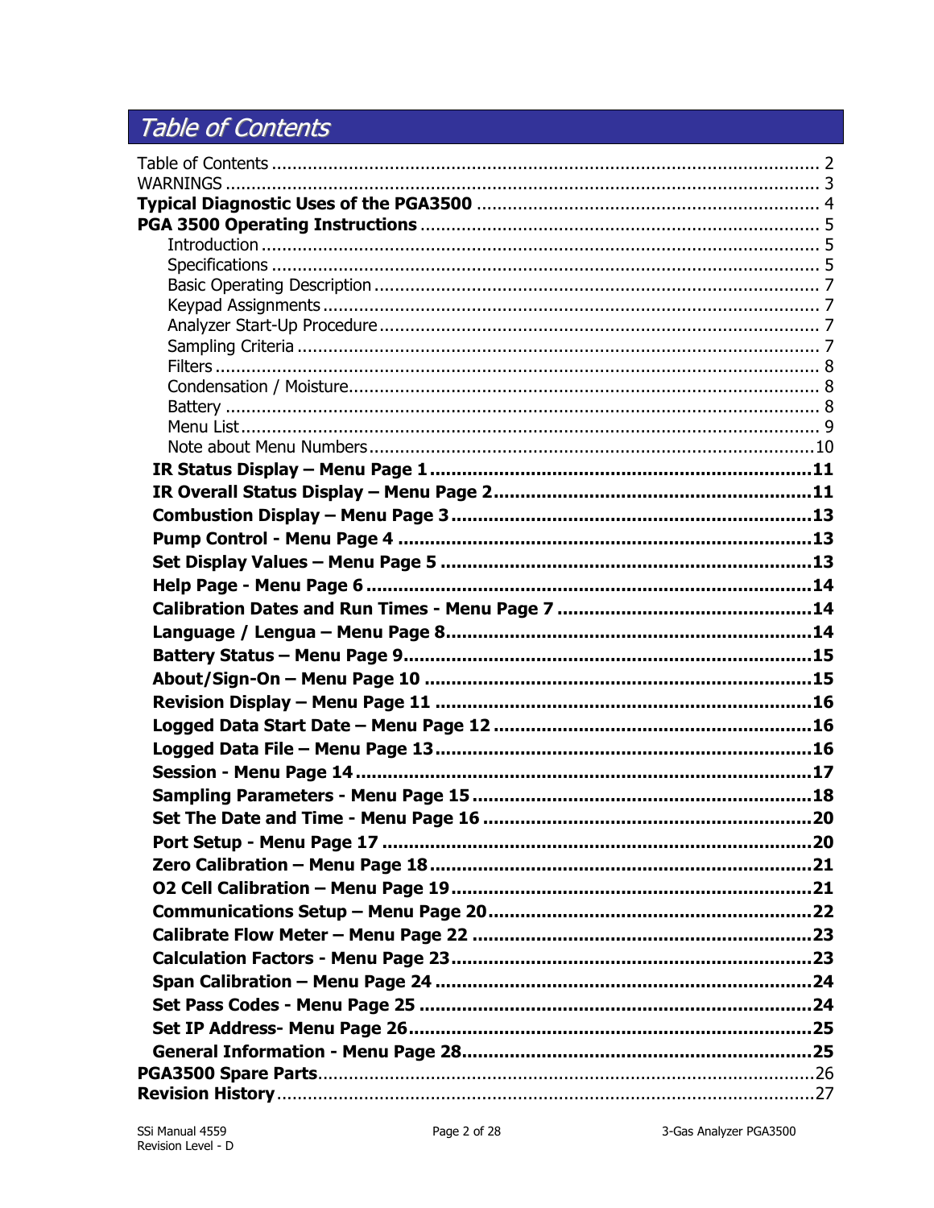# *Table of Contents*

Table of Contents .......... 2
WARNINGS .......... 3
**Typical Diagnostic Uses of the PGA3500** .......... 4
**PGA 3500 Operating Instructions** .......... 5
- Introduction .......... 5
- Specifications .......... 5
- Basic Operating Description .......... 7
- Keypad Assignments .......... 7
- Analyzer Start-Up Procedure .......... 7
- Sampling Criteria .......... 7
- Filters .......... 8
- Condensation / Moisture .......... 8
- Battery .......... 8
- Menu List .......... 9
- Note about Menu Numbers .......... 10

**IR Status Display – Menu Page 1** .......... 11
**IR Overall Status Display – Menu Page 2** .......... 11
**Combustion Display – Menu Page 3** .......... 13
**Pump Control - Menu Page 4** .......... 13
**Set Display Values – Menu Page 5** .......... 13
**Help Page - Menu Page 6** .......... 14
**Calibration Dates and Run Times - Menu Page 7** .......... 14
**Language / Lengua – Menu Page 8** .......... 14
**Battery Status – Menu Page 9** .......... 15
**About/Sign-On – Menu Page 10** .......... 15
**Revision Display – Menu Page 11** .......... 16
**Logged Data Start Date – Menu Page 12** .......... 16
**Logged Data File – Menu Page 13** .......... 16
**Session - Menu Page 14** .......... 17
**Sampling Parameters - Menu Page 15** .......... 18
**Set The Date and Time - Menu Page 16** .......... 20
**Port Setup - Menu Page 17** .......... 20
**Zero Calibration – Menu Page 18** .......... 21
**O2 Cell Calibration – Menu Page 19** .......... 21
**Communications Setup – Menu Page 20** .......... 22
**Calibrate Flow Meter – Menu Page 22** .......... 23
**Calculation Factors - Menu Page 23** .......... 23
**Span Calibration – Menu Page 24** .......... 24
**Set Pass Codes - Menu Page 25** .......... 24
**Set IP Address- Menu Page 26** .......... 25
**General Information - Menu Page 28** .......... 25
**PGA3500 Spare Parts** .......... 26
**Revision History** .......... 27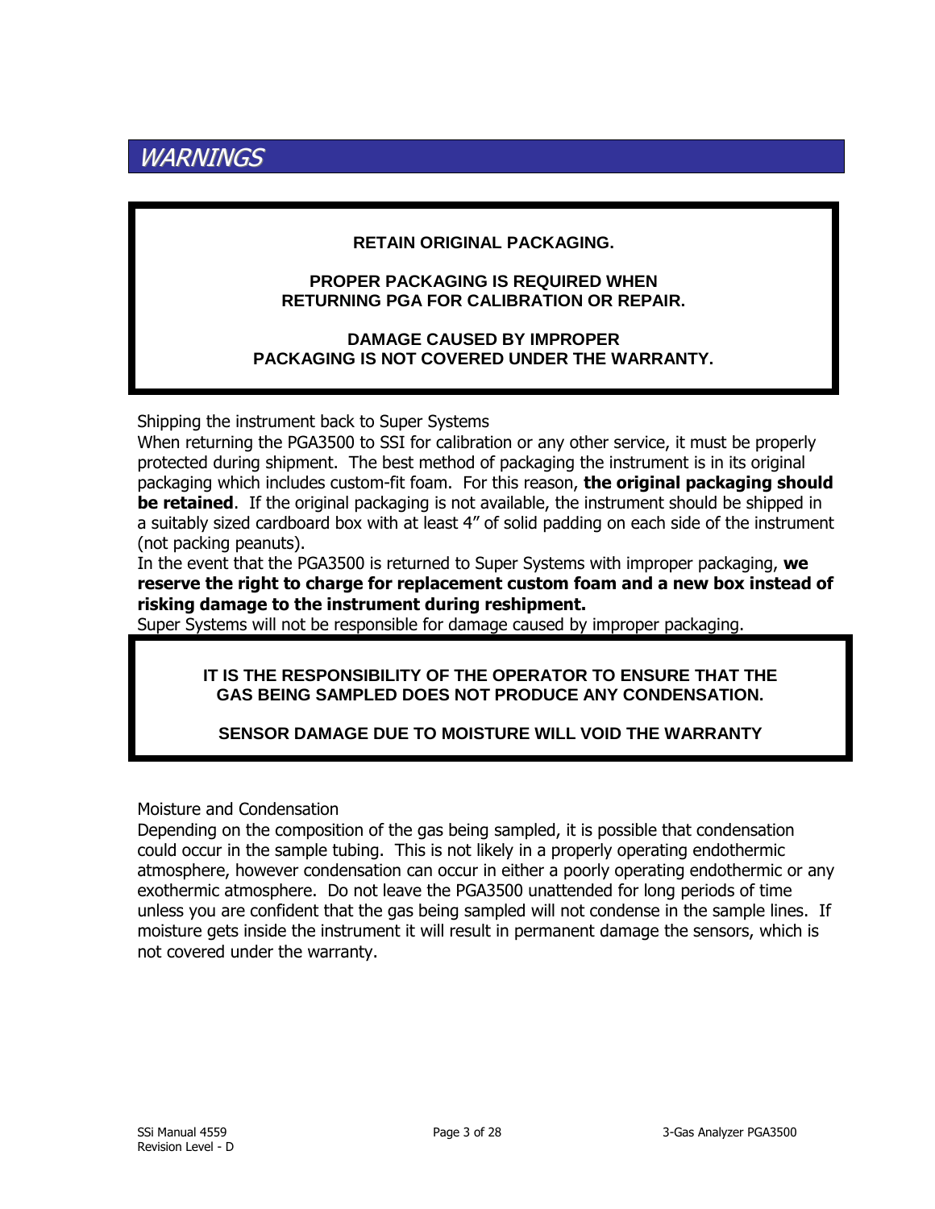# *WARNINGS*

**RETAIN ORIGINAL PACKAGING.**

**PROPER PACKAGING IS REQUIRED WHEN RETURNING PGA FOR CALIBRATION OR REPAIR.**

**DAMAGE CAUSED BY IMPROPER PACKAGING IS NOT COVERED UNDER THE WARRANTY.**

Shipping the instrument back to Super Systems

When returning the PGA3500 to SSI for calibration or any other service, it must be properly protected during shipment. The best method of packaging the instrument is in its original packaging which includes custom-fit foam. For this reason, **the original packaging should be retained**. If the original packaging is not available, the instrument should be shipped in a suitably sized cardboard box with at least 4" of solid padding on each side of the instrument (not packing peanuts).

In the event that the PGA3500 is returned to Super Systems with improper packaging, **we reserve the right to charge for replacement custom foam and a new box instead of risking damage to the instrument during reshipment.**

Super Systems will not be responsible for damage caused by improper packaging.

**IT IS THE RESPONSIBILITY OF THE OPERATOR TO ENSURE THAT THE GAS BEING SAMPLED DOES NOT PRODUCE ANY CONDENSATION.**

**SENSOR DAMAGE DUE TO MOISTURE WILL VOID THE WARRANTY**

Moisture and Condensation

Depending on the composition of the gas being sampled, it is possible that condensation could occur in the sample tubing. This is not likely in a properly operating endothermic atmosphere, however condensation can occur in either a poorly operating endothermic or any exothermic atmosphere. Do not leave the PGA3500 unattended for long periods of time unless you are confident that the gas being sampled will not condense in the sample lines. If moisture gets inside the instrument it will result in permanent damage the sensors, which is not covered under the warranty.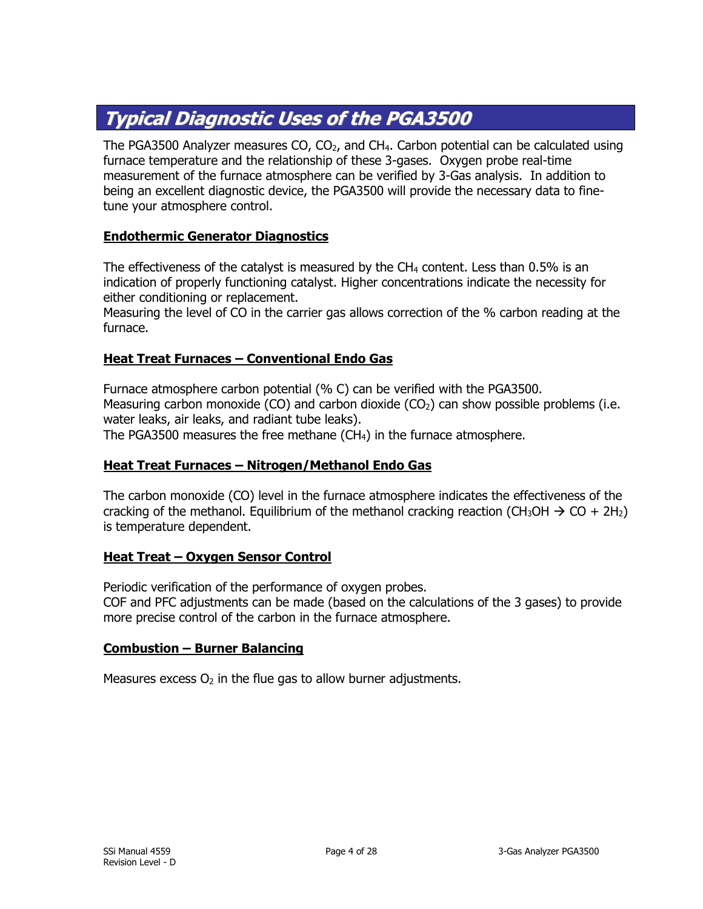## *Typical Diagnostic Uses of the PGA3500*

The PGA3500 Analyzer measures CO, $CO_2$, and $CH_4$. Carbon potential can be calculated using furnace temperature and the relationship of these 3-gases. Oxygen probe real-time measurement of the furnace atmosphere can be verified by 3-Gas analysis. In addition to being an excellent diagnostic device, the PGA3500 will provide the necessary data to fine-tune your atmosphere control.

### **Endothermic Generator Diagnostics**

The effectiveness of the catalyst is measured by the $CH_4$ content. Less than 0.5% is an indication of properly functioning catalyst. Higher concentrations indicate the necessity for either conditioning or replacement.
Measuring the level of CO in the carrier gas allows correction of the % carbon reading at the furnace.

### **Heat Treat Furnaces – Conventional Endo Gas**

Furnace atmosphere carbon potential (% C) can be verified with the PGA3500.
Measuring carbon monoxide (CO) and carbon dioxide ($CO_2$) can show possible problems (i.e. water leaks, air leaks, and radiant tube leaks).
The PGA3500 measures the free methane ($CH_4$) in the furnace atmosphere.

### **Heat Treat Furnaces – Nitrogen/Methanol Endo Gas**

The carbon monoxide (CO) level in the furnace atmosphere indicates the effectiveness of the cracking of the methanol. Equilibrium of the methanol cracking reaction ($CH_3OH \rightarrow CO + 2H_2$) is temperature dependent.

### **Heat Treat – Oxygen Sensor Control**

Periodic verification of the performance of oxygen probes.
COF and PFC adjustments can be made (based on the calculations of the 3 gases) to provide more precise control of the carbon in the furnace atmosphere.

### **Combustion – Burner Balancing**

Measures excess $O_2$ in the flue gas to allow burner adjustments.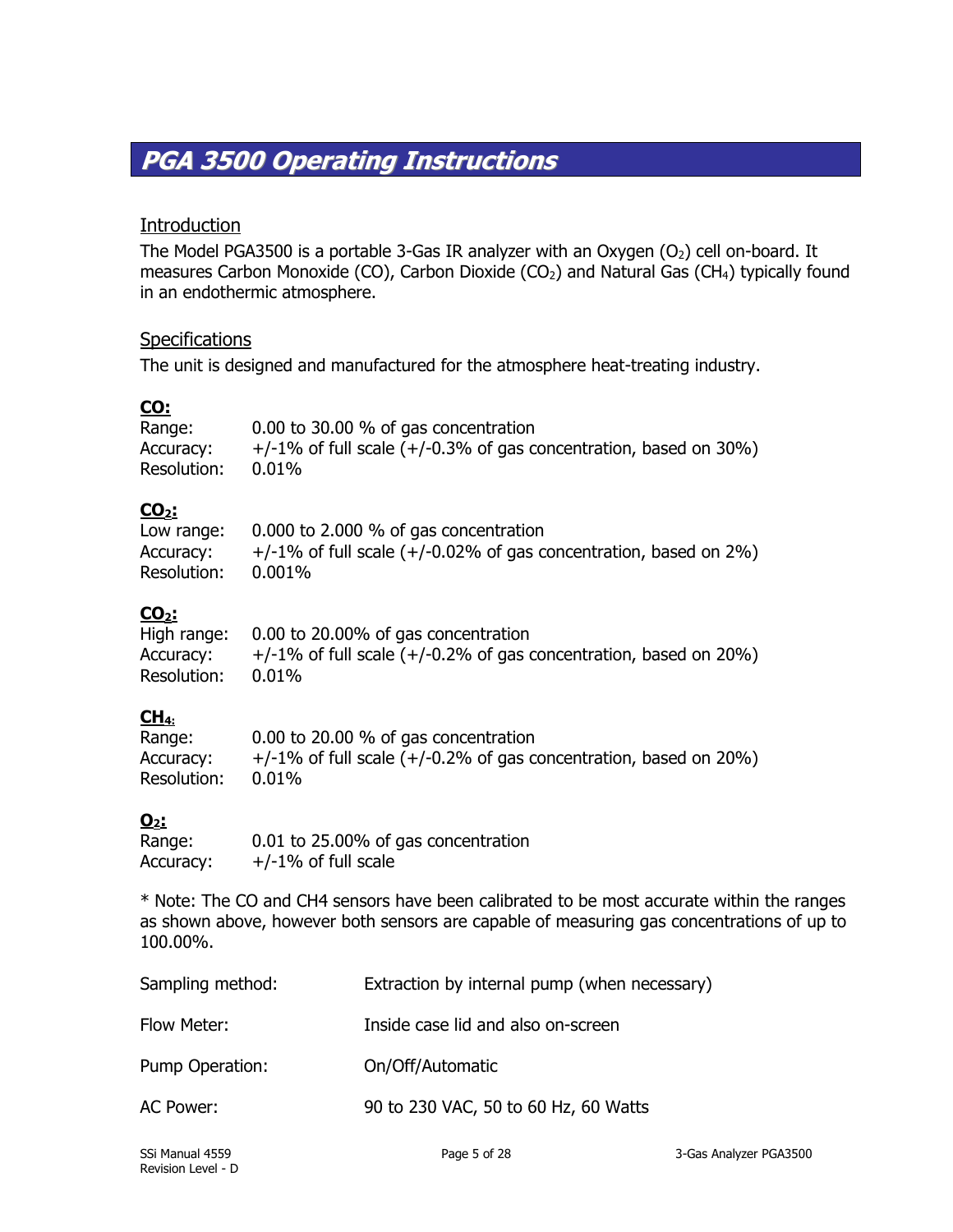# *PGA 3500 Operating Instructions*

## Introduction

The Model PGA3500 is a portable 3-Gas IR analyzer with an Oxygen ($O_2$) cell on-board. It measures Carbon Monoxide (CO), Carbon Dioxide ($CO_2$) and Natural Gas ($CH_4$) typically found in an endothermic atmosphere.

## Specifications

The unit is designed and manufactured for the atmosphere heat-treating industry.

**CO:**

Range: 0.00 to 30.00 % of gas concentration
Accuracy: +/-1% of full scale (+/-0.3% of gas concentration, based on 30%)
Resolution: 0.01%

**$CO_2$:**

Low range: 0.000 to 2.000 % of gas concentration
Accuracy: +/-1% of full scale (+/-0.02% of gas concentration, based on 2%)
Resolution: 0.001%

**$CO_2$:**

High range: 0.00 to 20.00% of gas concentration
Accuracy: +/-1% of full scale (+/-0.2% of gas concentration, based on 20%)
Resolution: 0.01%

**$CH_4$:**

Range: 0.00 to 20.00 % of gas concentration
Accuracy: +/-1% of full scale (+/-0.2% of gas concentration, based on 20%)
Resolution: 0.01%

**$O_2$:**

Range: 0.01 to 25.00% of gas concentration
Accuracy: +/-1% of full scale

* Note: The CO and CH4 sensors have been calibrated to be most accurate within the ranges as shown above, however both sensors are capable of measuring gas concentrations of up to 100.00%.

Sampling method: Extraction by internal pump (when necessary)

Flow Meter: Inside case lid and also on-screen

Pump Operation: On/Off/Automatic

AC Power: 90 to 230 VAC, 50 to 60 Hz, 60 Watts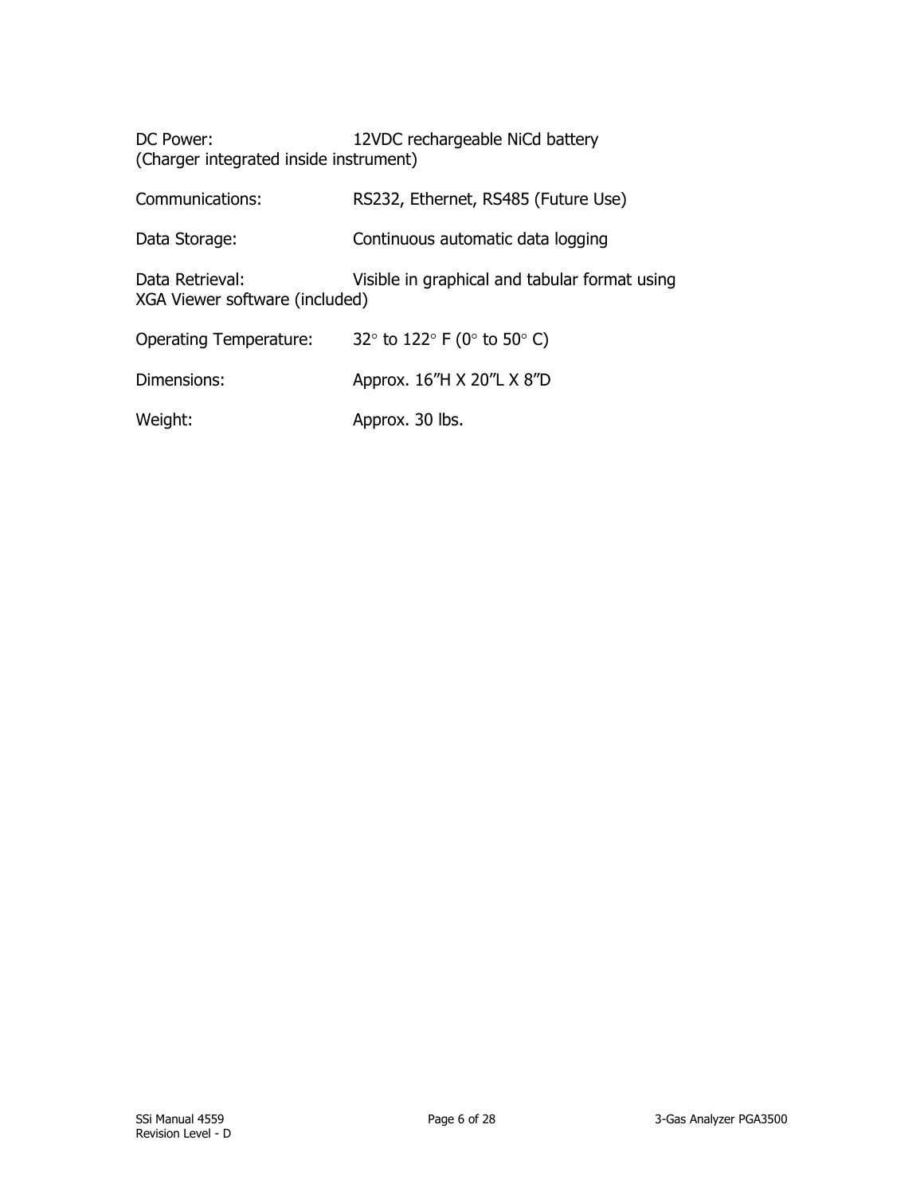DC Power: 12VDC rechargeable NiCd battery
(Charger integrated inside instrument)

Communications: RS232, Ethernet, RS485 (Future Use)

Data Storage: Continuous automatic data logging

Data Retrieval: Visible in graphical and tabular format using XGA Viewer software (included)

Operating Temperature: 32° to 122° F (0° to 50° C)

Dimensions: Approx. 16"H X 20"L X 8"D

Weight: Approx. 30 lbs.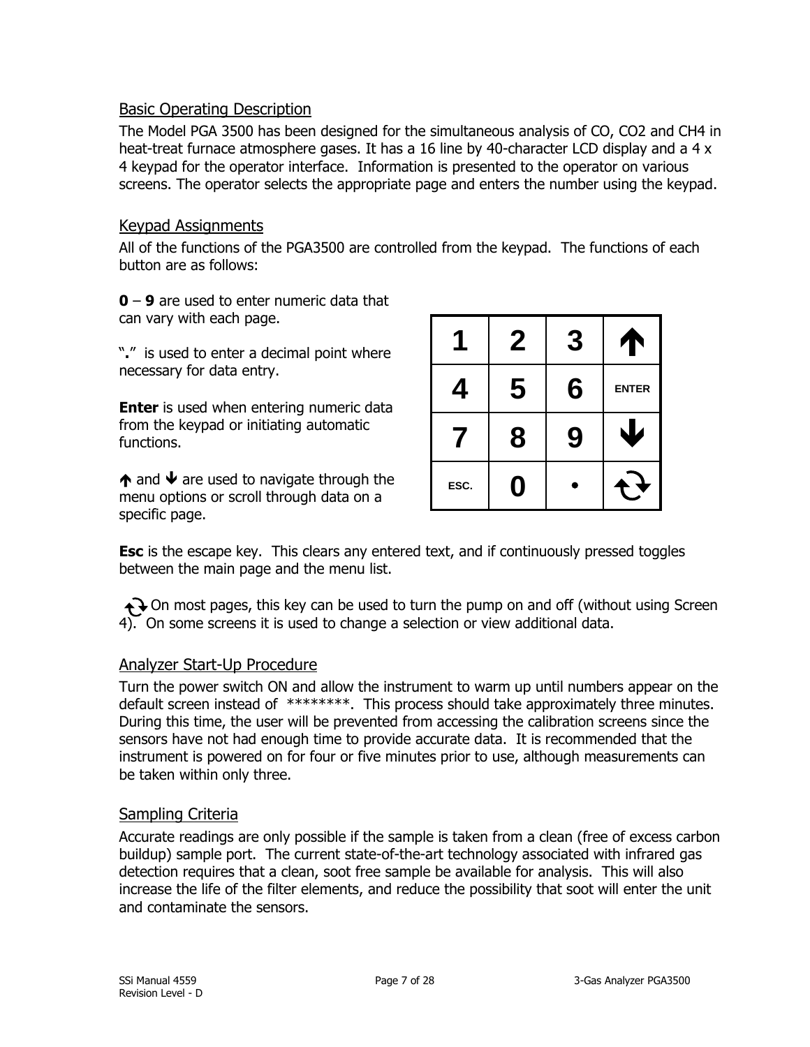## Basic Operating Description

The Model PGA 3500 has been designed for the simultaneous analysis of CO, $CO_2$ and $CH_4$ in heat-treat furnace atmosphere gases. It has a 16 line by 40-character LCD display and a 4 x 4 keypad for the operator interface. Information is presented to the operator on various screens. The operator selects the appropriate page and enters the number using the keypad.

## Keypad Assignments

All of the functions of the PGA3500 are controlled from the keypad. The functions of each button are as follows:

**0** – **9** are used to enter numeric data that can vary with each page.

"**.**" is used to enter a decimal point where necessary for data entry.

**Enter** is used when entering numeric data from the keypad or initiating automatic functions.

🡅 and 🡇 are used to navigate through the menu options or scroll through data on a specific page.

| 1 | 2 | 3 | 🡅 |
|---|---|---|---|
| 4 | 5 | 6 | ENTER |
| 7 | 8 | 9 | 🡇 |
| ESC. | 0 | • | ⟳ |

**Esc** is the escape key. This clears any entered text, and if continuously pressed toggles between the main page and the menu list.

⟳ On most pages, this key can be used to turn the pump on and off (without using Screen 4). On some screens it is used to change a selection or view additional data.

## Analyzer Start-Up Procedure

Turn the power switch ON and allow the instrument to warm up until numbers appear on the default screen instead of ********. This process should take approximately three minutes. During this time, the user will be prevented from accessing the calibration screens since the sensors have not had enough time to provide accurate data. It is recommended that the instrument is powered on for four or five minutes prior to use, although measurements can be taken within only three.

## Sampling Criteria

Accurate readings are only possible if the sample is taken from a clean (free of excess carbon buildup) sample port. The current state-of-the-art technology associated with infrared gas detection requires that a clean, soot free sample be available for analysis. This will also increase the life of the filter elements, and reduce the possibility that soot will enter the unit and contaminate the sensors.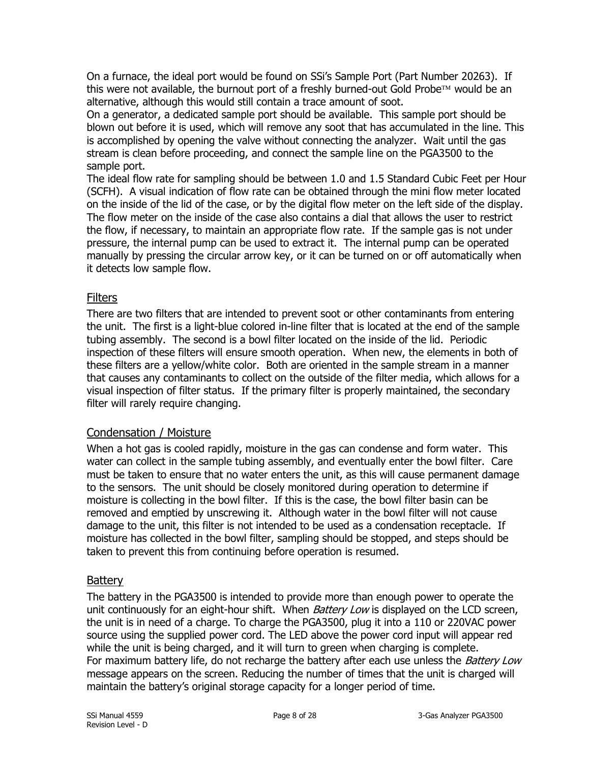On a furnace, the ideal port would be found on SSi's Sample Port (Part Number 20263). If this were not available, the burnout port of a freshly burned-out Gold Probe™ would be an alternative, although this would still contain a trace amount of soot.

On a generator, a dedicated sample port should be available. This sample port should be blown out before it is used, which will remove any soot that has accumulated in the line. This is accomplished by opening the valve without connecting the analyzer. Wait until the gas stream is clean before proceeding, and connect the sample line on the PGA3500 to the sample port.

The ideal flow rate for sampling should be between 1.0 and 1.5 Standard Cubic Feet per Hour (SCFH). A visual indication of flow rate can be obtained through the mini flow meter located on the inside of the lid of the case, or by the digital flow meter on the left side of the display. The flow meter on the inside of the case also contains a dial that allows the user to restrict the flow, if necessary, to maintain an appropriate flow rate. If the sample gas is not under pressure, the internal pump can be used to extract it. The internal pump can be operated manually by pressing the circular arrow key, or it can be turned on or off automatically when it detects low sample flow.

## Filters

There are two filters that are intended to prevent soot or other contaminants from entering the unit. The first is a light-blue colored in-line filter that is located at the end of the sample tubing assembly. The second is a bowl filter located on the inside of the lid. Periodic inspection of these filters will ensure smooth operation. When new, the elements in both of these filters are a yellow/white color. Both are oriented in the sample stream in a manner that causes any contaminants to collect on the outside of the filter media, which allows for a visual inspection of filter status. If the primary filter is properly maintained, the secondary filter will rarely require changing.

## Condensation / Moisture

When a hot gas is cooled rapidly, moisture in the gas can condense and form water. This water can collect in the sample tubing assembly, and eventually enter the bowl filter. Care must be taken to ensure that no water enters the unit, as this will cause permanent damage to the sensors. The unit should be closely monitored during operation to determine if moisture is collecting in the bowl filter. If this is the case, the bowl filter basin can be removed and emptied by unscrewing it. Although water in the bowl filter will not cause damage to the unit, this filter is not intended to be used as a condensation receptacle. If moisture has collected in the bowl filter, sampling should be stopped, and steps should be taken to prevent this from continuing before operation is resumed.

## Battery

The battery in the PGA3500 is intended to provide more than enough power to operate the unit continuously for an eight-hour shift. When *Battery Low* is displayed on the LCD screen, the unit is in need of a charge. To charge the PGA3500, plug it into a 110 or 220VAC power source using the supplied power cord. The LED above the power cord input will appear red while the unit is being charged, and it will turn to green when charging is complete.

For maximum battery life, do not recharge the battery after each use unless the *Battery Low* message appears on the screen. Reducing the number of times that the unit is charged will maintain the battery's original storage capacity for a longer period of time.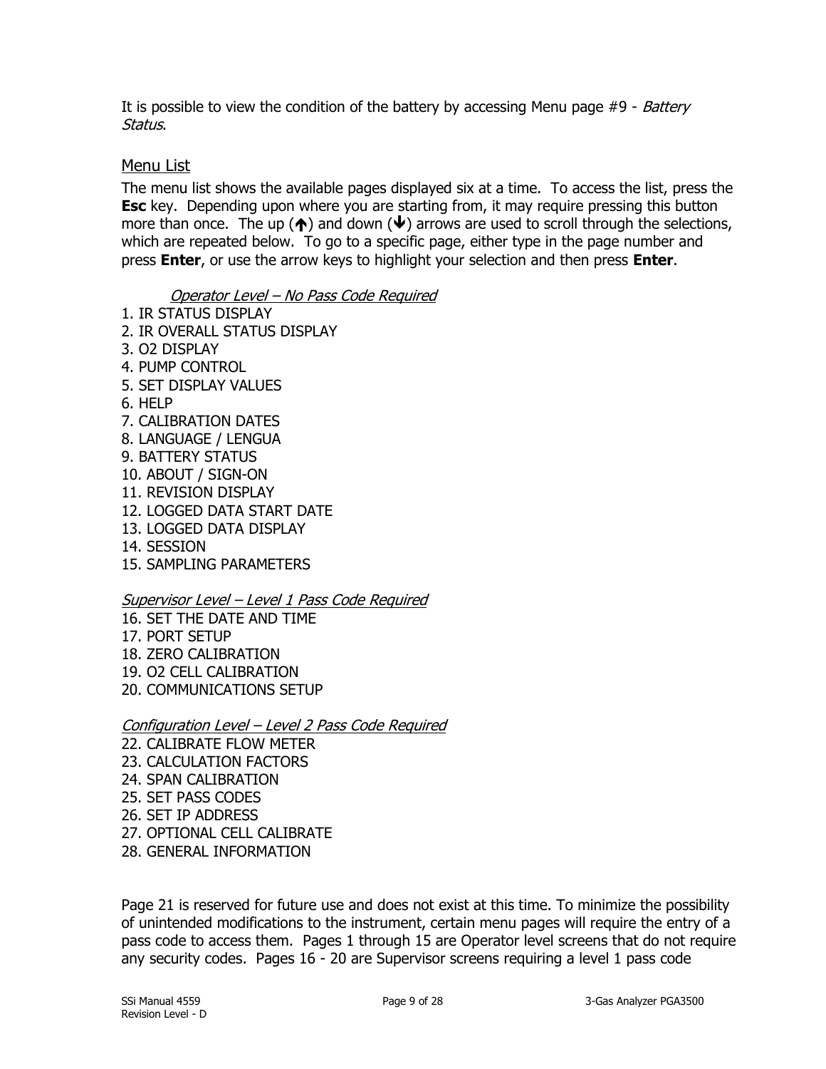It is possible to view the condition of the battery by accessing Menu page #9 - *Battery Status*.

## Menu List

The menu list shows the available pages displayed six at a time. To access the list, press the **Esc** key. Depending upon where you are starting from, it may require pressing this button more than once. The up (🡅) and down (🡇) arrows are used to scroll through the selections, which are repeated below. To go to a specific page, either type in the page number and press **Enter**, or use the arrow keys to highlight your selection and then press **Enter**.

*Operator Level – No Pass Code Required*

1. IR STATUS DISPLAY
2. IR OVERALL STATUS DISPLAY
3. O2 DISPLAY
4. PUMP CONTROL
5. SET DISPLAY VALUES
6. HELP
7. CALIBRATION DATES
8. LANGUAGE / LENGUA
9. BATTERY STATUS
10. ABOUT / SIGN-ON
11. REVISION DISPLAY
12. LOGGED DATA START DATE
13. LOGGED DATA DISPLAY
14. SESSION
15. SAMPLING PARAMETERS

*Supervisor Level – Level 1 Pass Code Required*

16. SET THE DATE AND TIME
17. PORT SETUP
18. ZERO CALIBRATION
19. O2 CELL CALIBRATION
20. COMMUNICATIONS SETUP

*Configuration Level – Level 2 Pass Code Required*

22. CALIBRATE FLOW METER
23. CALCULATION FACTORS
24. SPAN CALIBRATION
25. SET PASS CODES
26. SET IP ADDRESS
27. OPTIONAL CELL CALIBRATE
28. GENERAL INFORMATION

Page 21 is reserved for future use and does not exist at this time. To minimize the possibility of unintended modifications to the instrument, certain menu pages will require the entry of a pass code to access them. Pages 1 through 15 are Operator level screens that do not require any security codes. Pages 16 - 20 are Supervisor screens requiring a level 1 pass code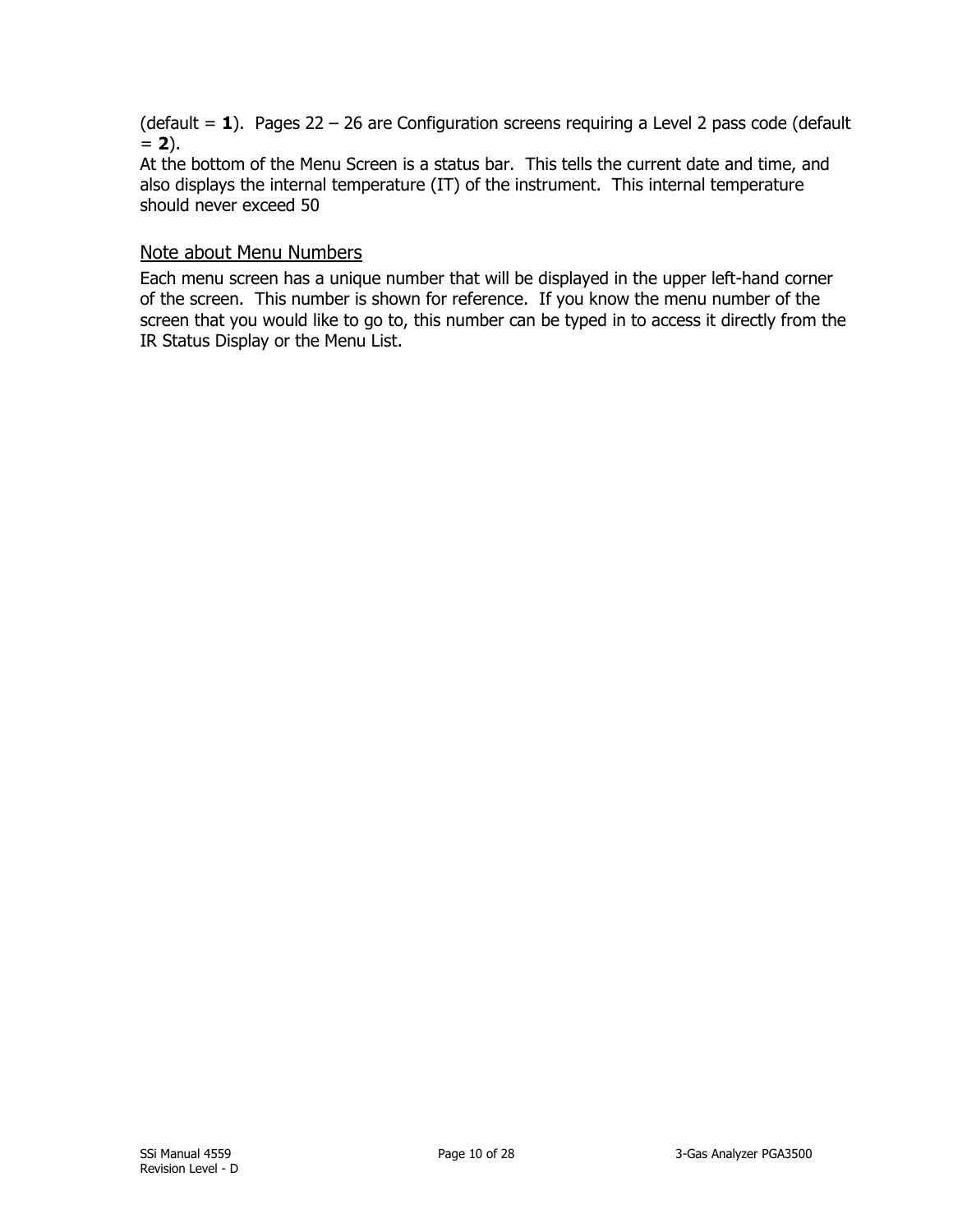(default = **1**). Pages 22 – 26 are Configuration screens requiring a Level 2 pass code (default = **2**).
At the bottom of the Menu Screen is a status bar. This tells the current date and time, and also displays the internal temperature (IT) of the instrument. This internal temperature should never exceed 50

## Note about Menu Numbers

Each menu screen has a unique number that will be displayed in the upper left-hand corner of the screen. This number is shown for reference. If you know the menu number of the screen that you would like to go to, this number can be typed in to access it directly from the IR Status Display or the Menu List.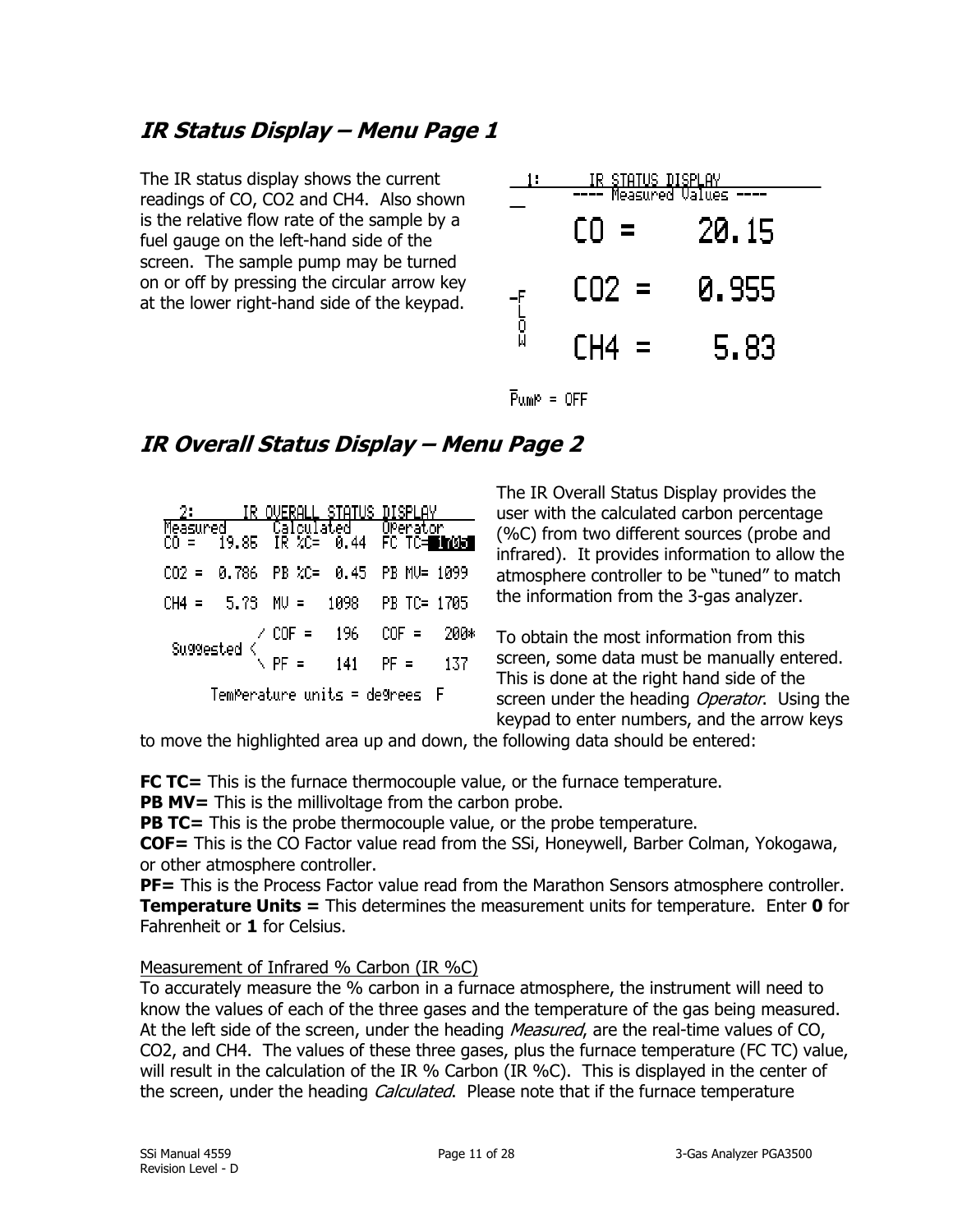## IR Status Display – Menu Page 1

The IR status display shows the current readings of CO, CO2 and CH4. Also shown is the relative flow rate of the sample by a fuel gauge on the left-hand side of the screen. The sample pump may be turned on or off by pressing the circular arrow key at the lower right-hand side of the keypad.

```
1:        IR STATUS DISPLAY
     ---- Measured Values ----

      CO  =     20.15

      CO2 =     0.955

      CH4 =      5.83

Pump = OFF
```

## IR Overall Status Display – Menu Page 2

```
 2:       IR OVERALL STATUS DISPLAY
Measured     Calculated     Operator
CO  =  19.85  IR %C=  0.44  FC TC= 1705
CO2 =  0.786  PB %C=  0.45  PB MV= 1099
CH4 =   5.79  MV  =   1098  PB TC= 1705
            / COF =   196   COF =   200*
 Suggested <
            \ PF  =   141   PF  =   137
      Temperature units = degrees  F
```

The IR Overall Status Display provides the user with the calculated carbon percentage (%C) from two different sources (probe and infrared). It provides information to allow the atmosphere controller to be "tuned" to match the information from the 3-gas analyzer.

To obtain the most information from this screen, some data must be manually entered. This is done at the right hand side of the screen under the heading *Operator*. Using the keypad to enter numbers, and the arrow keys to move the highlighted area up and down, the following data should be entered:

**FC TC=** This is the furnace thermocouple value, or the furnace temperature.
**PB MV=** This is the millivoltage from the carbon probe.
**PB TC=** This is the probe thermocouple value, or the probe temperature.
**COF=** This is the CO Factor value read from the SSi, Honeywell, Barber Colman, Yokogawa, or other atmosphere controller.
**PF=** This is the Process Factor value read from the Marathon Sensors atmosphere controller.
**Temperature Units =** This determines the measurement units for temperature. Enter **0** for Fahrenheit or **1** for Celsius.

Measurement of Infrared % Carbon (IR %C)
To accurately measure the % carbon in a furnace atmosphere, the instrument will need to know the values of each of the three gases and the temperature of the gas being measured. At the left side of the screen, under the heading *Measured*, are the real-time values of CO, CO2, and CH4. The values of these three gases, plus the furnace temperature (FC TC) value, will result in the calculation of the IR % Carbon (IR %C). This is displayed in the center of the screen, under the heading *Calculated*. Please note that if the furnace temperature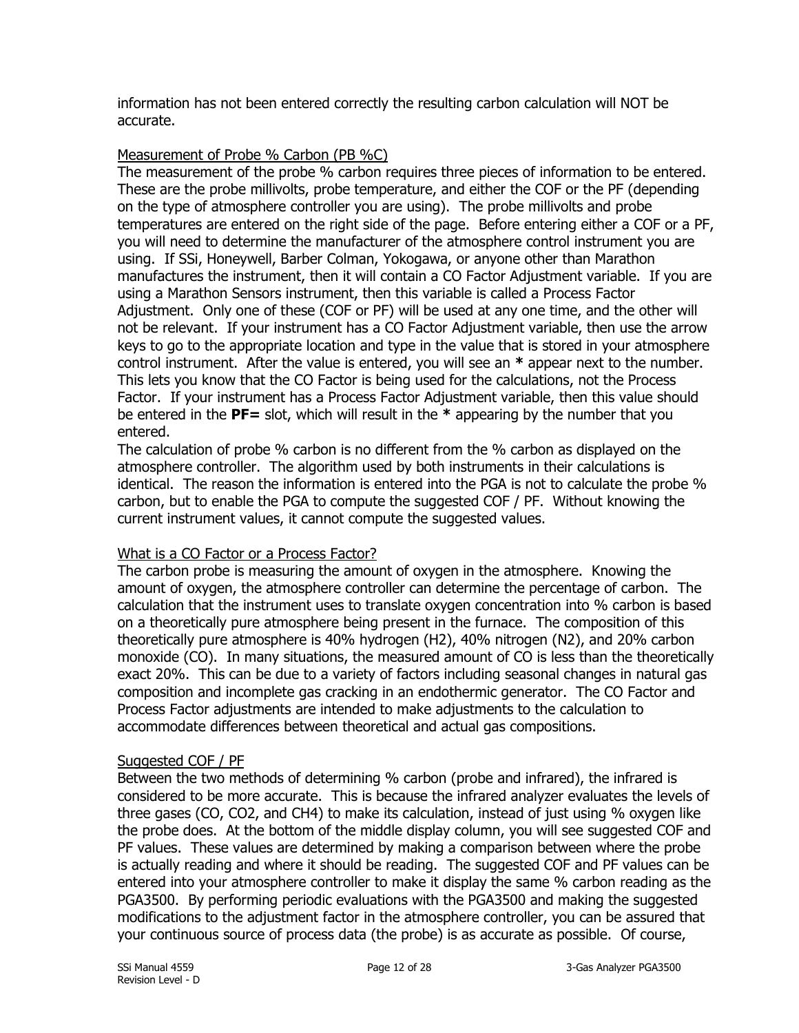information has not been entered correctly the resulting carbon calculation will NOT be accurate.

Measurement of Probe % Carbon (PB %C)

The measurement of the probe % carbon requires three pieces of information to be entered. These are the probe millivolts, probe temperature, and either the COF or the PF (depending on the type of atmosphere controller you are using). The probe millivolts and probe temperatures are entered on the right side of the page. Before entering either a COF or a PF, you will need to determine the manufacturer of the atmosphere control instrument you are using. If SSi, Honeywell, Barber Colman, Yokogawa, or anyone other than Marathon manufactures the instrument, then it will contain a CO Factor Adjustment variable. If you are using a Marathon Sensors instrument, then this variable is called a Process Factor Adjustment. Only one of these (COF or PF) will be used at any one time, and the other will not be relevant. If your instrument has a CO Factor Adjustment variable, then use the arrow keys to go to the appropriate location and type in the value that is stored in your atmosphere control instrument. After the value is entered, you will see an **\*** appear next to the number. This lets you know that the CO Factor is being used for the calculations, not the Process Factor. If your instrument has a Process Factor Adjustment variable, then this value should be entered in the **PF=** slot, which will result in the **\*** appearing by the number that you entered.

The calculation of probe % carbon is no different from the % carbon as displayed on the atmosphere controller. The algorithm used by both instruments in their calculations is identical. The reason the information is entered into the PGA is not to calculate the probe % carbon, but to enable the PGA to compute the suggested COF / PF. Without knowing the current instrument values, it cannot compute the suggested values.

What is a CO Factor or a Process Factor?

The carbon probe is measuring the amount of oxygen in the atmosphere. Knowing the amount of oxygen, the atmosphere controller can determine the percentage of carbon. The calculation that the instrument uses to translate oxygen concentration into % carbon is based on a theoretically pure atmosphere being present in the furnace. The composition of this theoretically pure atmosphere is 40% hydrogen ($H_2$), 40% nitrogen ($N_2$), and 20% carbon monoxide (CO). In many situations, the measured amount of CO is less than the theoretically exact 20%. This can be due to a variety of factors including seasonal changes in natural gas composition and incomplete gas cracking in an endothermic generator. The CO Factor and Process Factor adjustments are intended to make adjustments to the calculation to accommodate differences between theoretical and actual gas compositions.

Suggested COF / PF

Between the two methods of determining % carbon (probe and infrared), the infrared is considered to be more accurate. This is because the infrared analyzer evaluates the levels of three gases (CO, $CO_2$, and $CH_4$) to make its calculation, instead of just using % oxygen like the probe does. At the bottom of the middle display column, you will see suggested COF and PF values. These values are determined by making a comparison between where the probe is actually reading and where it should be reading. The suggested COF and PF values can be entered into your atmosphere controller to make it display the same % carbon reading as the PGA3500. By performing periodic evaluations with the PGA3500 and making the suggested modifications to the adjustment factor in the atmosphere controller, you can be assured that your continuous source of process data (the probe) is as accurate as possible. Of course,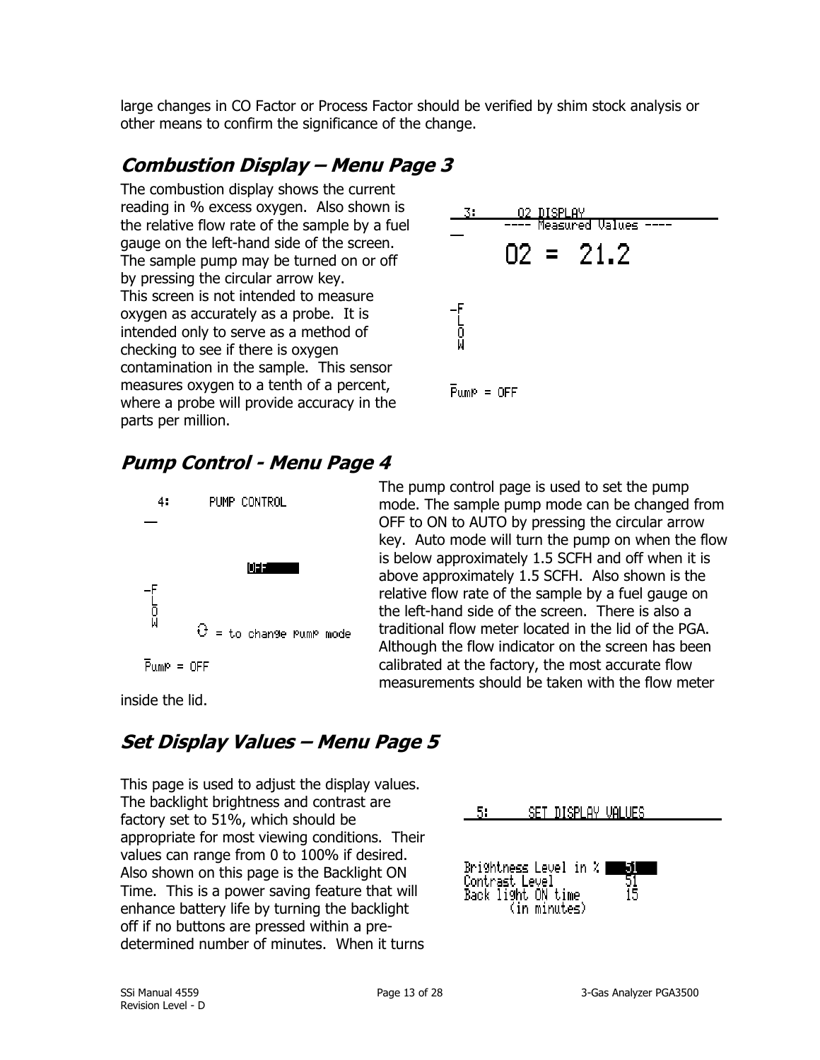large changes in CO Factor or Process Factor should be verified by shim stock analysis or other means to confirm the significance of the change.

## *Combustion Display – Menu Page 3*

The combustion display shows the current reading in % excess oxygen. Also shown is the relative flow rate of the sample by a fuel gauge on the left-hand side of the screen. The sample pump may be turned on or off by pressing the circular arrow key. This screen is not intended to measure oxygen as accurately as a probe. It is intended only to serve as a method of checking to see if there is oxygen contamination in the sample. This sensor measures oxygen to a tenth of a percent, where a probe will provide accuracy in the parts per million.

```
3:      O2 DISPLAY
     ---- Measured Values ----

     O2 = 21.2

F
L
O
W

Pump = OFF
```

## *Pump Control - Menu Page 4*

```
4:      PUMP CONTROL

            OFF
F
L
O
W
     ↻ = to change pump mode

Pump = OFF
```

The pump control page is used to set the pump mode. The sample pump mode can be changed from OFF to ON to AUTO by pressing the circular arrow key. Auto mode will turn the pump on when the flow is below approximately 1.5 SCFH and off when it is above approximately 1.5 SCFH. Also shown is the relative flow rate of the sample by a fuel gauge on the left-hand side of the screen. There is also a traditional flow meter located in the lid of the PGA. Although the flow indicator on the screen has been calibrated at the factory, the most accurate flow measurements should be taken with the flow meter inside the lid.

## *Set Display Values – Menu Page 5*

This page is used to adjust the display values. The backlight brightness and contrast are factory set to 51%, which should be appropriate for most viewing conditions. Their values can range from 0 to 100% if desired. Also shown on this page is the Backlight ON Time. This is a power saving feature that will enhance battery life by turning the backlight off if no buttons are pressed within a pre-determined number of minutes. When it turns

```
5:      SET DISPLAY VALUES

Brightness Level in %   51
Contrast Level          51
Back light ON time      15
    (in minutes)
```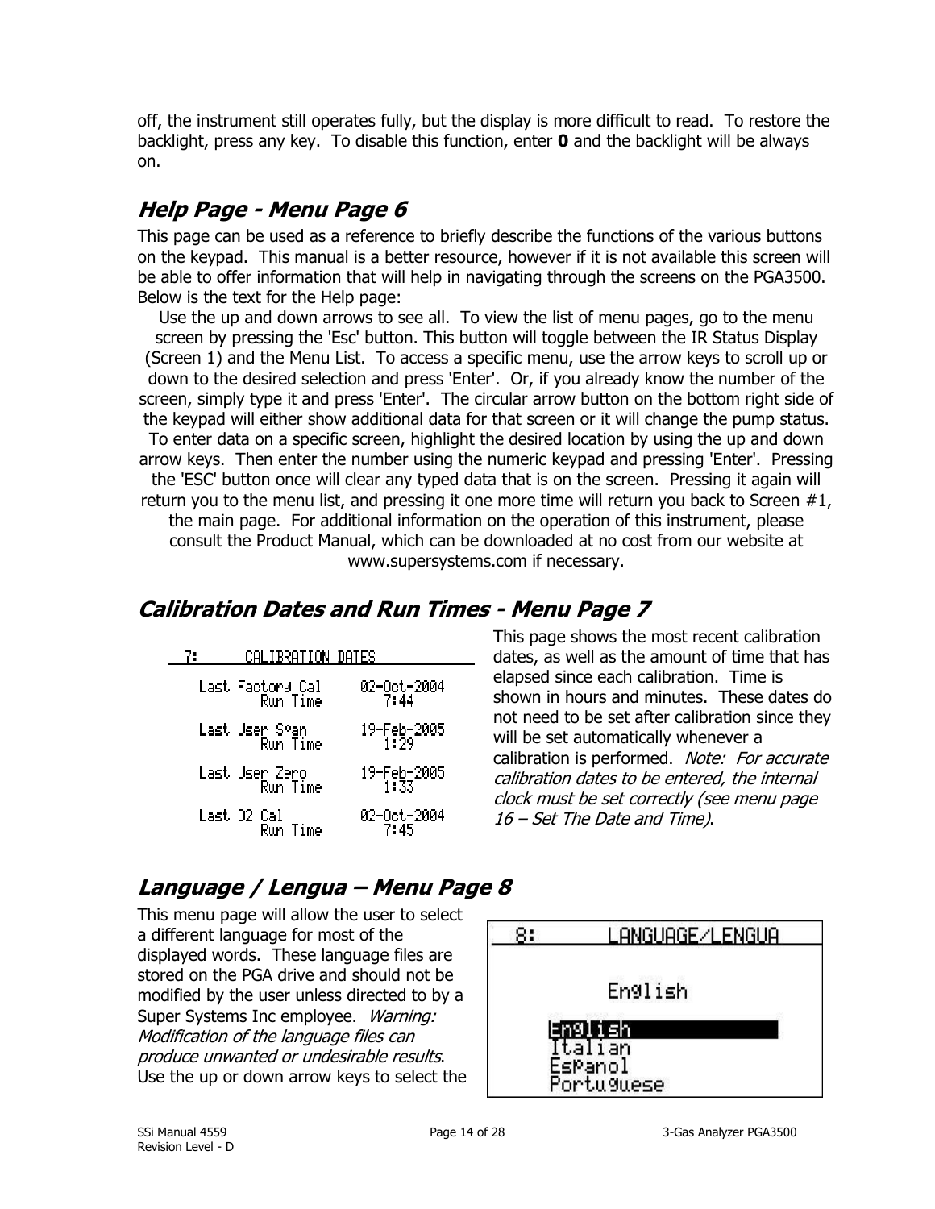off, the instrument still operates fully, but the display is more difficult to read. To restore the backlight, press any key. To disable this function, enter **0** and the backlight will be always on.

## *Help Page - Menu Page 6*

This page can be used as a reference to briefly describe the functions of the various buttons on the keypad. This manual is a better resource, however if it is not available this screen will be able to offer information that will help in navigating through the screens on the PGA3500. Below is the text for the Help page:

Use the up and down arrows to see all. To view the list of menu pages, go to the menu screen by pressing the 'Esc' button. This button will toggle between the IR Status Display (Screen 1) and the Menu List. To access a specific menu, use the arrow keys to scroll up or down to the desired selection and press 'Enter'. Or, if you already know the number of the screen, simply type it and press 'Enter'. The circular arrow button on the bottom right side of the keypad will either show additional data for that screen or it will change the pump status. To enter data on a specific screen, highlight the desired location by using the up and down arrow keys. Then enter the number using the numeric keypad and pressing 'Enter'. Pressing the 'ESC' button once will clear any typed data that is on the screen. Pressing it again will return you to the menu list, and pressing it one more time will return you back to Screen #1, the main page. For additional information on the operation of this instrument, please consult the Product Manual, which can be downloaded at no cost from our website at www.supersystems.com if necessary.

## *Calibration Dates and Run Times - Menu Page 7*

```
7:      CALIBRATION DATES

Last Factory Cal     02-Oct-2004
        Run Time          7:44

Last User Span       19-Feb-2005
        Run Time          1:29

Last User Zero       19-Feb-2005
        Run Time          1:33

Last O2 Cal          02-Oct-2004
        Run Time          7:45
```

This page shows the most recent calibration dates, as well as the amount of time that has elapsed since each calibration. Time is shown in hours and minutes. These dates do not need to be set after calibration since they will be set automatically whenever a calibration is performed. *Note: For accurate calibration dates to be entered, the internal clock must be set correctly (see menu page 16 – Set The Date and Time)*.

## *Language / Lengua – Menu Page 8*

This menu page will allow the user to select a different language for most of the displayed words. These language files are stored on the PGA drive and should not be modified by the user unless directed to by a Super Systems Inc employee. *Warning: Modification of the language files can produce unwanted or undesirable results*. Use the up or down arrow keys to select the

```
8:      LANGUAGE/LENGUA

        English

English
Italian
Espanol
Portuguese
```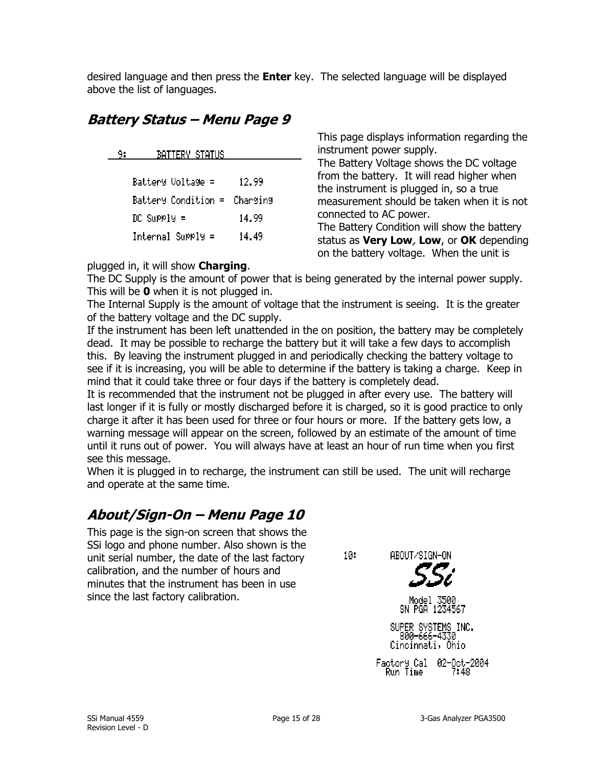desired language and then press the **Enter** key. The selected language will be displayed above the list of languages.

## *Battery Status – Menu Page 9*

```
9:      BATTERY STATUS

    Battery Voltage =      12.99
    Battery Condition =  Charging
    DC Supply =            14.99
    Internal Supply =      14.49
```

This page displays information regarding the instrument power supply.

The Battery Voltage shows the DC voltage from the battery. It will read higher when the instrument is plugged in, so a true measurement should be taken when it is not connected to AC power.

The Battery Condition will show the battery status as **Very Low**, **Low**, or **OK** depending on the battery voltage. When the unit is plugged in, it will show **Charging**.

The DC Supply is the amount of power that is being generated by the internal power supply. This will be **0** when it is not plugged in.

The Internal Supply is the amount of voltage that the instrument is seeing. It is the greater of the battery voltage and the DC supply.

If the instrument has been left unattended in the on position, the battery may be completely dead. It may be possible to recharge the battery but it will take a few days to accomplish this. By leaving the instrument plugged in and periodically checking the battery voltage to see if it is increasing, you will be able to determine if the battery is taking a charge. Keep in mind that it could take three or four days if the battery is completely dead.

It is recommended that the instrument not be plugged in after every use. The battery will last longer if it is fully or mostly discharged before it is charged, so it is good practice to only charge it after it has been used for three or four hours or more. If the battery gets low, a warning message will appear on the screen, followed by an estimate of the amount of time until it runs out of power. You will always have at least an hour of run time when you first see this message.

When it is plugged in to recharge, the instrument can still be used. The unit will recharge and operate at the same time.

## *About/Sign-On – Menu Page 10*

This page is the sign-on screen that shows the SSi logo and phone number. Also shown is the unit serial number, the date of the last factory calibration, and the number of hours and minutes that the instrument has been in use since the last factory calibration.

```
10:      ABOUT/SIGN-ON
              SSi
          Model 3500
        SN PGA 1234567

      SUPER SYSTEMS INC.
         800-666-4330
       Cincinnati, Ohio

   Factory Cal  02-Oct-2004
      Run Time        7:48
```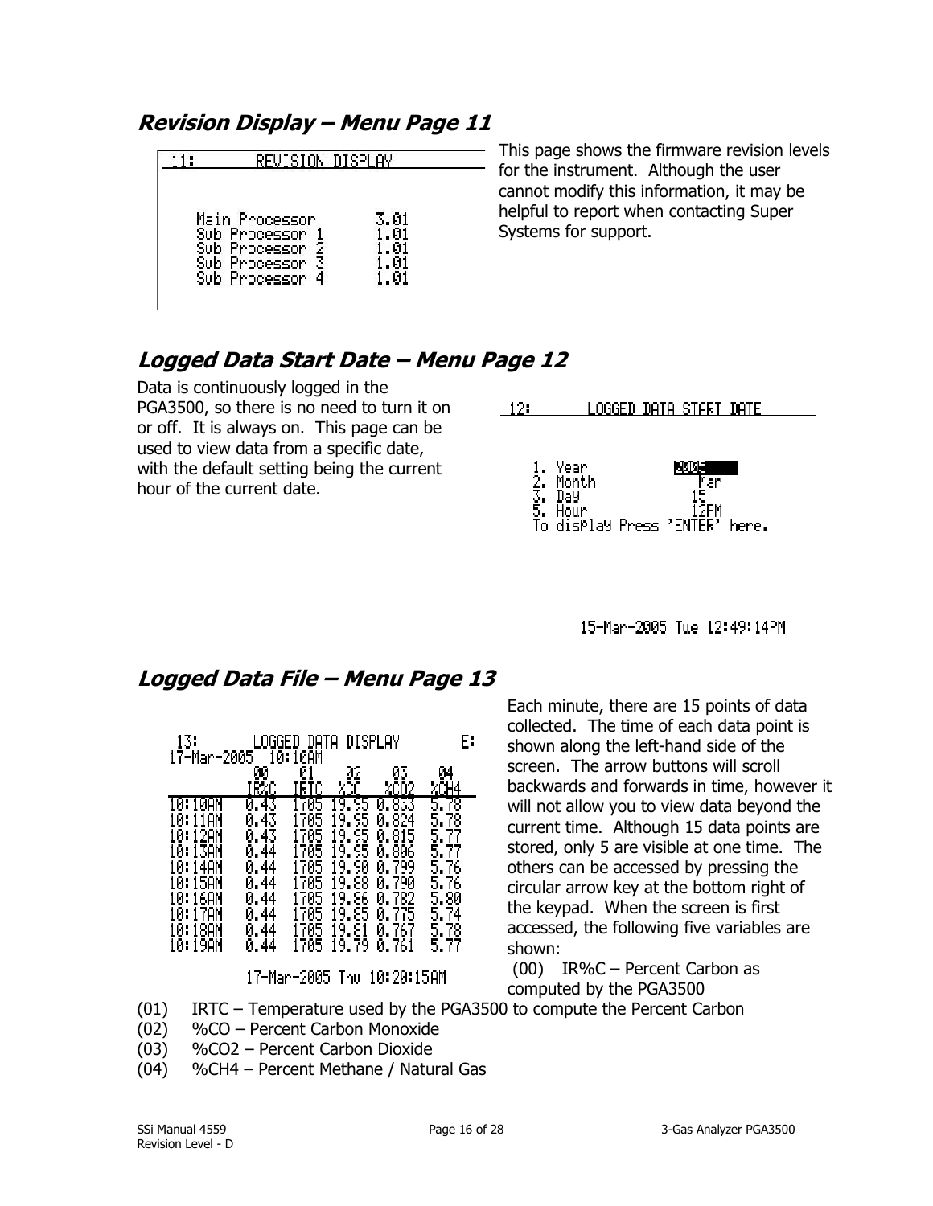## *Revision Display – Menu Page 11*

```
 11:        REVISION DISPLAY

    Main Processor        3.01
    Sub Processor 1       1.01
    Sub Processor 2       1.01
    Sub Processor 3       1.01
    Sub Processor 4       1.01
```

This page shows the firmware revision levels for the instrument. Although the user cannot modify this information, it may be helpful to report when contacting Super Systems for support.

## *Logged Data Start Date – Menu Page 12*

Data is continuously logged in the PGA3500, so there is no need to turn it on or off. It is always on. This page can be used to view data from a specific date, with the default setting being the current hour of the current date.

```
 12:        LOGGED DATA START DATE

 1. Year           2005
 2. Month           Mar
 3. Day            15
 5. Hour           12PM
 To display Press 'ENTER' here.

               15-Mar-2005 Tue 12:49:14PM
```

## *Logged Data File – Menu Page 13*

```
 13:       LOGGED DATA DISPLAY        E:
17-Mar-2005   10:10AM
          00     01     02     03     04
          IR%C   IRTC   %CO    %CO2   %CH4
10:10AM   0.43   1705   19.95  0.833  5.78
10:11AM   0.43   1705   19.95  0.824  5.78
10:12AM   0.43   1705   19.95  0.815  5.77
10:13AM   0.44   1705   19.95  0.806  5.77
10:14AM   0.44   1705   19.90  0.799  5.76
10:15AM   0.44   1705   19.88  0.790  5.76
10:16AM   0.44   1705   19.86  0.782  5.80
10:17AM   0.44   1705   19.85  0.775  5.74
10:18AM   0.44   1705   19.81  0.767  5.78
10:19AM   0.44   1705   19.79  0.761  5.77

         17-Mar-2005 Thu 10:20:15AM
```

Each minute, there are 15 points of data collected. The time of each data point is shown along the left-hand side of the screen. The arrow buttons will scroll backwards and forwards in time, however it will not allow you to view data beyond the current time. Although 15 data points are stored, only 5 are visible at one time. The others can be accessed by pressing the circular arrow key at the bottom right of the keypad. When the screen is first accessed, the following five variables are shown:

(00) IR%C – Percent Carbon as computed by the PGA3500
(01) IRTC – Temperature used by the PGA3500 to compute the Percent Carbon
(02) %CO – Percent Carbon Monoxide
(03) %CO2 – Percent Carbon Dioxide
(04) %CH4 – Percent Methane / Natural Gas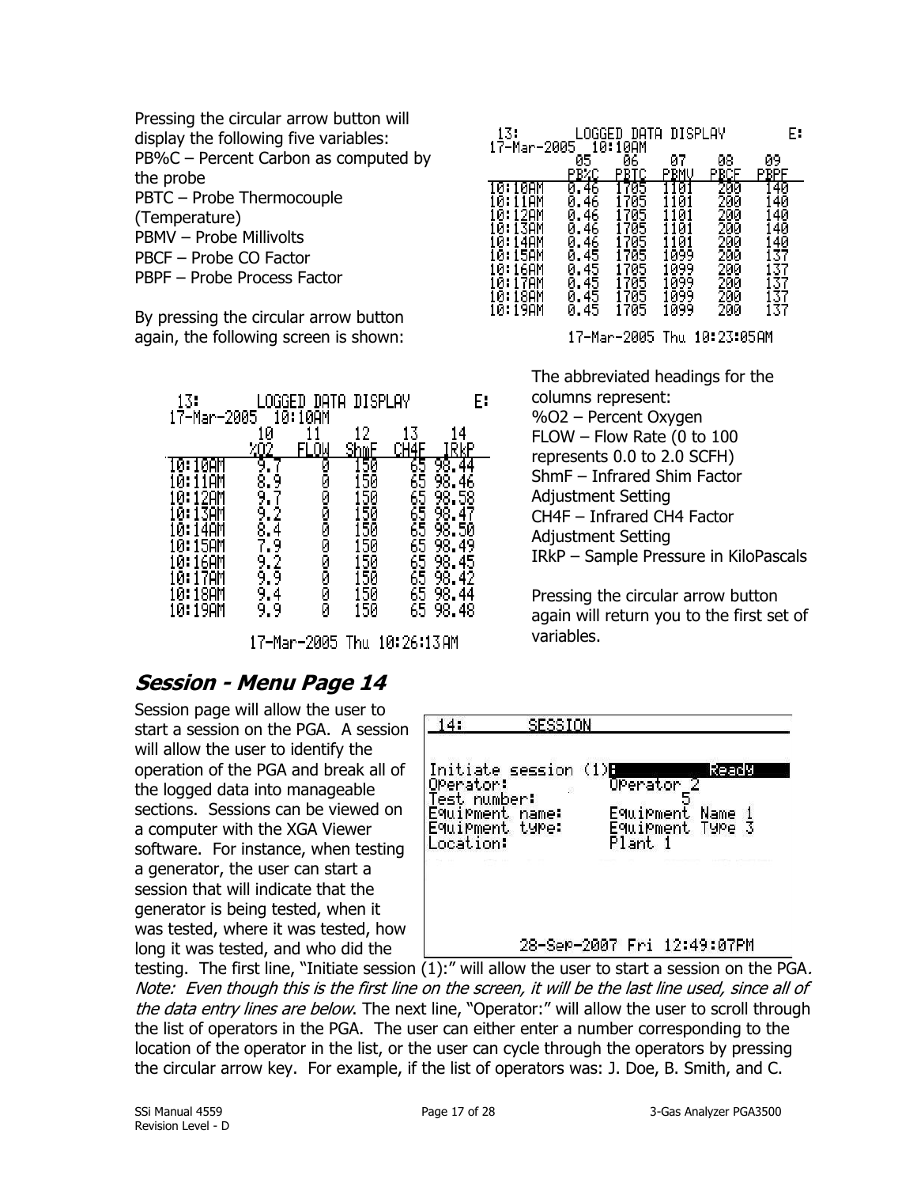Pressing the circular arrow button will display the following five variables:
PB%C – Percent Carbon as computed by the probe
PBTC – Probe Thermocouple (Temperature)
PBMV – Probe Millivolts
PBCF – Probe CO Factor
PBPF – Probe Process Factor

By pressing the circular arrow button again, the following screen is shown:

13: LOGGED DATA DISPLAY E:
17-Mar-2005 10:10AM

| | 05 | 06 | 07 | 08 | 09 |
|---|---|---|---|---|---|
| | PB%C | PBTC | PBMV | PBCF | PBPF |
| 10:10AM | 0.46 | 1705 | 1101 | 200 | 140 |
| 10:11AM | 0.46 | 1705 | 1101 | 200 | 140 |
| 10:12AM | 0.46 | 1705 | 1101 | 200 | 140 |
| 10:13AM | 0.46 | 1705 | 1101 | 200 | 140 |
| 10:14AM | 0.46 | 1705 | 1101 | 200 | 140 |
| 10:15AM | 0.45 | 1705 | 1099 | 200 | 137 |
| 10:16AM | 0.45 | 1705 | 1099 | 200 | 137 |
| 10:17AM | 0.45 | 1705 | 1099 | 200 | 137 |
| 10:18AM | 0.45 | 1705 | 1099 | 200 | 137 |
| 10:19AM | 0.45 | 1705 | 1099 | 200 | 137 |

17-Mar-2005 Thu 10:23:05AM

13: LOGGED DATA DISPLAY E:
17-Mar-2005 10:10AM

| | 10 | 11 | 12 | 13 | 14 |
|---|---|---|---|---|---|
| | %O2 | FLOW | ShmF | CH4F | IRkP |
| 10:10AM | 9.7 | 0 | 150 | 65 | 98.44 |
| 10:11AM | 8.9 | 0 | 150 | 65 | 98.46 |
| 10:12AM | 9.7 | 0 | 150 | 65 | 98.58 |
| 10:13AM | 9.2 | 0 | 150 | 65 | 98.47 |
| 10:14AM | 8.4 | 0 | 150 | 65 | 98.50 |
| 10:15AM | 7.9 | 0 | 150 | 65 | 98.49 |
| 10:16AM | 9.2 | 0 | 150 | 65 | 98.45 |
| 10:17AM | 9.9 | 0 | 150 | 65 | 98.42 |
| 10:18AM | 9.4 | 0 | 150 | 65 | 98.44 |
| 10:19AM | 9.9 | 0 | 150 | 65 | 98.48 |

17-Mar-2005 Thu 10:26:13AM

The abbreviated headings for the columns represent:
%O2 – Percent Oxygen
FLOW – Flow Rate (0 to 100 represents 0.0 to 2.0 SCFH)
ShmF – Infrared Shim Factor Adjustment Setting
CH4F – Infrared CH4 Factor Adjustment Setting
IRkP – Sample Pressure in KiloPascals

Pressing the circular arrow button again will return you to the first set of variables.

## *Session - Menu Page 14*

14: SESSION

| | |
|---|---|
| Initiate session (1): | Ready |
| Operator: | Operator 2 |
| Test number: | 5 |
| Equipment name: | Equipment Name 1 |
| Equipment type: | Equipment Type 3 |
| Location: | Plant 1 |

28-Sep-2007 Fri 12:49:07PM

Session page will allow the user to start a session on the PGA. A session will allow the user to identify the operation of the PGA and break all of the logged data into manageable sections. Sessions can be viewed on a computer with the XGA Viewer software. For instance, when testing a generator, the user can start a session that will indicate that the generator is being tested, when it was tested, where it was tested, how long it was tested, and who did the testing. The first line, "Initiate session (1):" will allow the user to start a session on the PGA. *Note: Even though this is the first line on the screen, it will be the last line used, since all of the data entry lines are below*. The next line, "Operator:" will allow the user to scroll through the list of operators in the PGA. The user can either enter a number corresponding to the location of the operator in the list, or the user can cycle through the operators by pressing the circular arrow key. For example, if the list of operators was: J. Doe, B. Smith, and C.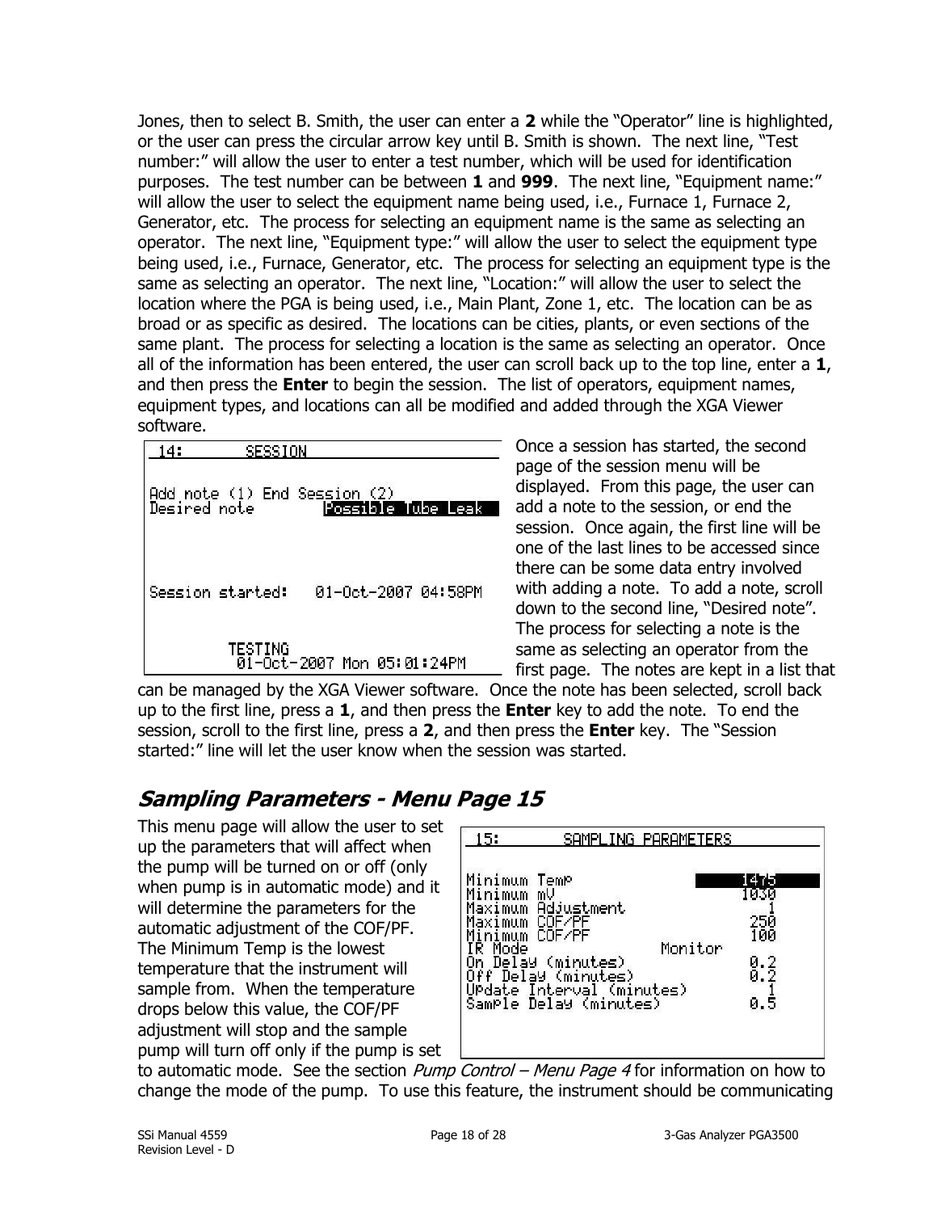Jones, then to select B. Smith, the user can enter a **2** while the "Operator" line is highlighted, or the user can press the circular arrow key until B. Smith is shown. The next line, "Test number:" will allow the user to enter a test number, which will be used for identification purposes. The test number can be between **1** and **999**. The next line, "Equipment name:" will allow the user to select the equipment name being used, i.e., Furnace 1, Furnace 2, Generator, etc. The process for selecting an equipment name is the same as selecting an operator. The next line, "Equipment type:" will allow the user to select the equipment type being used, i.e., Furnace, Generator, etc. The process for selecting an equipment type is the same as selecting an operator. The next line, "Location:" will allow the user to select the location where the PGA is being used, i.e., Main Plant, Zone 1, etc. The location can be as broad or as specific as desired. The locations can be cities, plants, or even sections of the same plant. The process for selecting a location is the same as selecting an operator. Once all of the information has been entered, the user can scroll back up to the top line, enter a **1**, and then press the **Enter** to begin the session. The list of operators, equipment names, equipment types, and locations can all be modified and added through the XGA Viewer software.

```
14:        SESSION

Add note (1) End Session (2)
Desired note          Possible Tube Leak


Session started:    01-Oct-2007 04:58PM


         TESTING
          01-Oct-2007 Mon 05:01:24PM
```

Once a session has started, the second page of the session menu will be displayed. From this page, the user can add a note to the session, or end the session. Once again, the first line will be one of the last lines to be accessed since there can be some data entry involved with adding a note. To add a note, scroll down to the second line, "Desired note". The process for selecting a note is the same as selecting an operator from the first page. The notes are kept in a list that can be managed by the XGA Viewer software. Once the note has been selected, scroll back up to the first line, press a **1**, and then press the **Enter** key to add the note. To end the session, scroll to the first line, press a **2**, and then press the **Enter** key. The "Session started:" line will let the user know when the session was started.

## *Sampling Parameters - Menu Page 15*

```
15:        SAMPLING PARAMETERS

Minimum Temp                    1475
Minimum mV                      1030
Maximum Adjustment                 1
Maximum COF/PF                   250
Minimum COF/PF                   100
IR Mode               Monitor
On Delay (minutes)               0.2
Off Delay (minutes)              0.2
Update Interval (minutes)          1
Sample Delay (minutes)           0.5
```

This menu page will allow the user to set up the parameters that will affect when the pump will be turned on or off (only when pump is in automatic mode) and it will determine the parameters for the automatic adjustment of the COF/PF. The Minimum Temp is the lowest temperature that the instrument will sample from. When the temperature drops below this value, the COF/PF adjustment will stop and the sample pump will turn off only if the pump is set to automatic mode. See the section *Pump Control – Menu Page 4* for information on how to change the mode of the pump. To use this feature, the instrument should be communicating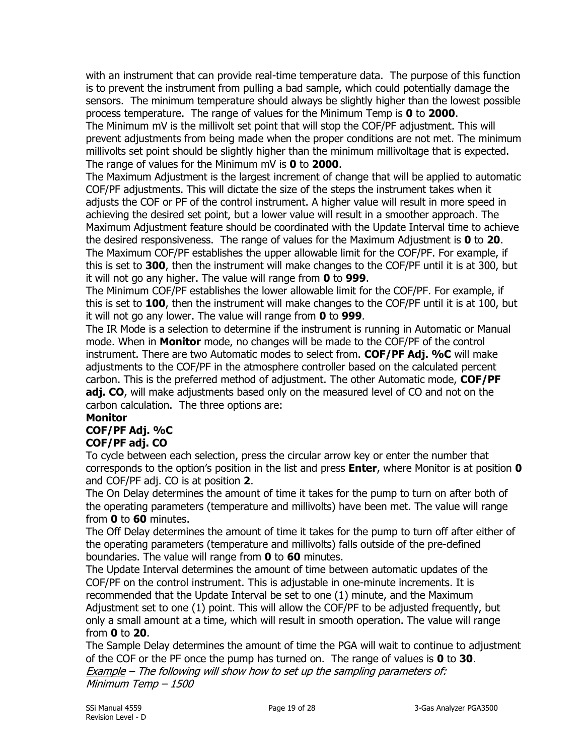with an instrument that can provide real-time temperature data. The purpose of this function is to prevent the instrument from pulling a bad sample, which could potentially damage the sensors. The minimum temperature should always be slightly higher than the lowest possible process temperature. The range of values for the Minimum Temp is **0** to **2000**.

The Minimum mV is the millivolt set point that will stop the COF/PF adjustment. This will prevent adjustments from being made when the proper conditions are not met. The minimum millivolts set point should be slightly higher than the minimum millivoltage that is expected. The range of values for the Minimum mV is **0** to **2000**.

The Maximum Adjustment is the largest increment of change that will be applied to automatic COF/PF adjustments. This will dictate the size of the steps the instrument takes when it adjusts the COF or PF of the control instrument. A higher value will result in more speed in achieving the desired set point, but a lower value will result in a smoother approach. The Maximum Adjustment feature should be coordinated with the Update Interval time to achieve the desired responsiveness. The range of values for the Maximum Adjustment is **0** to **20**.

The Maximum COF/PF establishes the upper allowable limit for the COF/PF. For example, if this is set to **300**, then the instrument will make changes to the COF/PF until it is at 300, but it will not go any higher. The value will range from **0** to **999**.

The Minimum COF/PF establishes the lower allowable limit for the COF/PF. For example, if this is set to **100**, then the instrument will make changes to the COF/PF until it is at 100, but it will not go any lower. The value will range from **0** to **999**.

The IR Mode is a selection to determine if the instrument is running in Automatic or Manual mode. When in **Monitor** mode, no changes will be made to the COF/PF of the control instrument. There are two Automatic modes to select from. **COF/PF Adj. %C** will make adjustments to the COF/PF in the atmosphere controller based on the calculated percent carbon. This is the preferred method of adjustment. The other Automatic mode, **COF/PF adj. CO**, will make adjustments based only on the measured level of CO and not on the carbon calculation. The three options are:

**Monitor**
**COF/PF Adj. %C**
**COF/PF adj. CO**

To cycle between each selection, press the circular arrow key or enter the number that corresponds to the option's position in the list and press **Enter**, where Monitor is at position **0** and COF/PF adj. CO is at position **2**.

The On Delay determines the amount of time it takes for the pump to turn on after both of the operating parameters (temperature and millivolts) have been met. The value will range from **0** to **60** minutes.

The Off Delay determines the amount of time it takes for the pump to turn off after either of the operating parameters (temperature and millivolts) falls outside of the pre-defined boundaries. The value will range from **0** to **60** minutes.

The Update Interval determines the amount of time between automatic updates of the COF/PF on the control instrument. This is adjustable in one-minute increments. It is recommended that the Update Interval be set to one (1) minute, and the Maximum Adjustment set to one (1) point. This will allow the COF/PF to be adjusted frequently, but only a small amount at a time, which will result in smooth operation. The value will range from **0** to **20**.

The Sample Delay determines the amount of time the PGA will wait to continue to adjustment of the COF or the PF once the pump has turned on. The range of values is **0** to **30**.

*<u>Example</u> – The following will show how to set up the sampling parameters of:*
*Minimum Temp – 1500*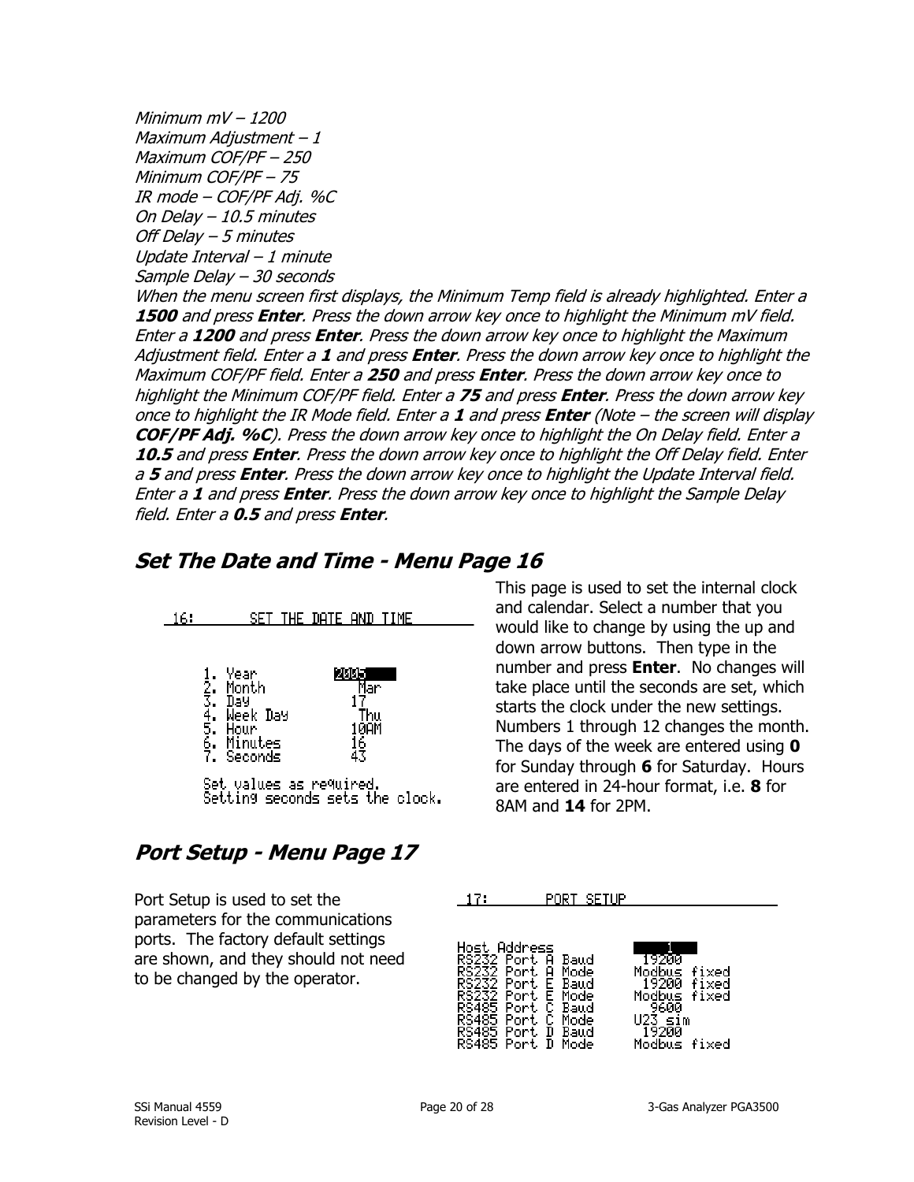*Minimum mV – 1200*
*Maximum Adjustment – 1*
*Maximum COF/PF – 250*
*Minimum COF/PF – 75*
*IR mode – COF/PF Adj. %C*
*On Delay – 10.5 minutes*
*Off Delay – 5 minutes*
*Update Interval – 1 minute*
*Sample Delay – 30 seconds*

*When the menu screen first displays, the Minimum Temp field is already highlighted. Enter a **1500** and press **Enter**. Press the down arrow key once to highlight the Minimum mV field. Enter a **1200** and press **Enter**. Press the down arrow key once to highlight the Maximum Adjustment field. Enter a **1** and press **Enter**. Press the down arrow key once to highlight the Maximum COF/PF field. Enter a **250** and press **Enter**. Press the down arrow key once to highlight the Minimum COF/PF field. Enter a **75** and press **Enter**. Press the down arrow key once to highlight the IR Mode field. Enter a **1** and press **Enter** (Note – the screen will display **COF/PF Adj. %C**). Press the down arrow key once to highlight the On Delay field. Enter a **10.5** and press **Enter**. Press the down arrow key once to highlight the Off Delay field. Enter a **5** and press **Enter**. Press the down arrow key once to highlight the Update Interval field. Enter a **1** and press **Enter**. Press the down arrow key once to highlight the Sample Delay field. Enter a **0.5** and press **Enter**.*

## *Set The Date and Time - Menu Page 16*

```
16:        SET THE DATE AND TIME

1. Year          2005
2. Month          Mar
3. Day           17
4. Week Day       Thu
5. Hour          10AM
6. Minutes       16
7. Seconds       43

Set values as required.
Setting seconds sets the clock.
```

This page is used to set the internal clock and calendar. Select a number that you would like to change by using the up and down arrow buttons. Then type in the number and press **Enter**. No changes will take place until the seconds are set, which starts the clock under the new settings. Numbers 1 through 12 changes the month. The days of the week are entered using **0** for Sunday through **6** for Saturday. Hours are entered in 24-hour format, i.e. **8** for 8AM and **14** for 2PM.

## *Port Setup - Menu Page 17*

Port Setup is used to set the parameters for the communications ports. The factory default settings are shown, and they should not need to be changed by the operator.

```
17:        PORT SETUP

Host Address            1
RS232 Port A Baud       19200
RS232 Port A Mode       Modbus fixed
RS232 Port E Baud       19200 fixed
RS232 Port E Mode       Modbus fixed
RS485 Port C Baud       9600
RS485 Port C Mode       U23 sim
RS485 Port D Baud       19200
RS485 Port D Mode       Modbus fixed
```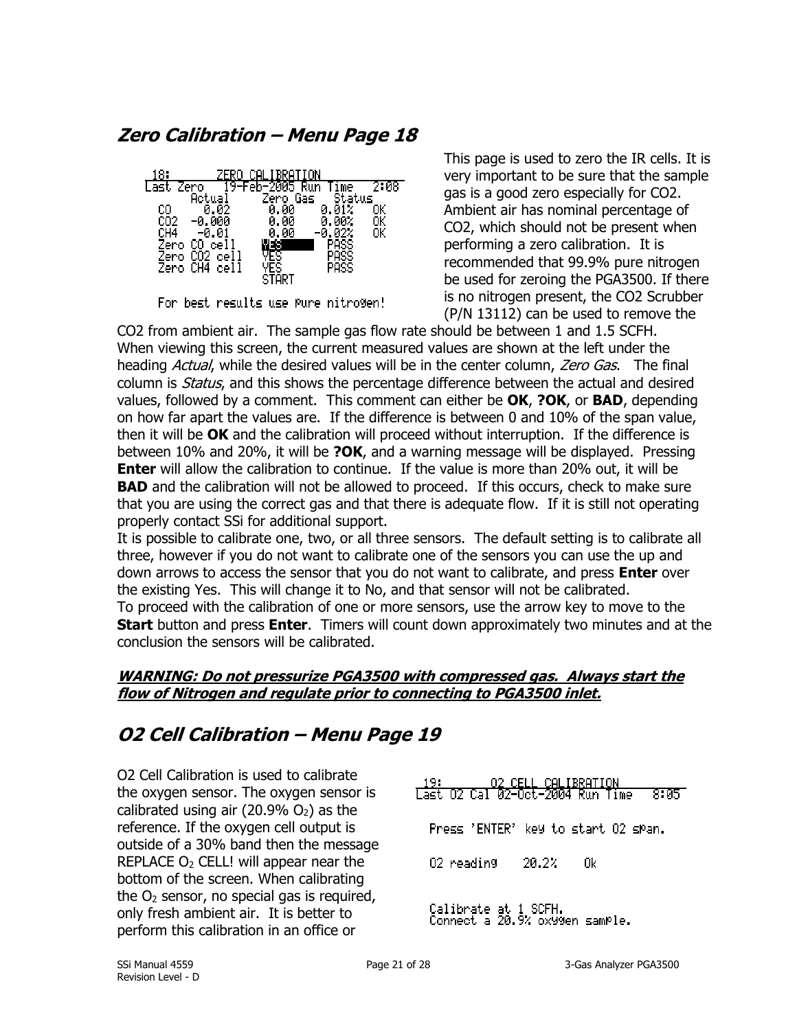## Zero Calibration – Menu Page 18

```
18:        ZERO CALIBRATION
Last Zero   19-Feb-2005 Run Time   2:08
       Actual     Zero Gas   Status
 CO     0.02        0.00     0.01%   OK
 CO2   -0.000       0.00     0.00%   OK
 CH4   -0.01        0.00    -0.02%   OK
 Zero CO cell     YES        PASS
 Zero CO2 cell    YES        PASS
 Zero CH4 cell    YES        PASS
                  START

 For best results use pure nitrogen!
```

This page is used to zero the IR cells. It is very important to be sure that the sample gas is a good zero especially for CO2. Ambient air has nominal percentage of CO2, which should not be present when performing a zero calibration. It is recommended that 99.9% pure nitrogen be used for zeroing the PGA3500. If there is no nitrogen present, the CO2 Scrubber (P/N 13112) can be used to remove the CO2 from ambient air. The sample gas flow rate should be between 1 and 1.5 SCFH. When viewing this screen, the current measured values are shown at the left under the heading *Actual*, while the desired values will be in the center column, *Zero Gas*. The final column is *Status*, and this shows the percentage difference between the actual and desired values, followed by a comment. This comment can either be **OK**, **?OK**, or **BAD**, depending on how far apart the values are. If the difference is between 0 and 10% of the span value, then it will be **OK** and the calibration will proceed without interruption. If the difference is between 10% and 20%, it will be **?OK**, and a warning message will be displayed. Pressing **Enter** will allow the calibration to continue. If the value is more than 20% out, it will be **BAD** and the calibration will not be allowed to proceed. If this occurs, check to make sure that you are using the correct gas and that there is adequate flow. If it is still not operating properly contact SSi for additional support.

It is possible to calibrate one, two, or all three sensors. The default setting is to calibrate all three, however if you do not want to calibrate one of the sensors you can use the up and down arrows to access the sensor that you do not want to calibrate, and press **Enter** over the existing Yes. This will change it to No, and that sensor will not be calibrated.

To proceed with the calibration of one or more sensors, use the arrow key to move to the **Start** button and press **Enter**. Timers will count down approximately two minutes and at the conclusion the sensors will be calibrated.

***WARNING: Do not pressurize PGA3500 with compressed gas. Always start the flow of Nitrogen and regulate prior to connecting to PGA3500 inlet.***

## O2 Cell Calibration – Menu Page 19

```
19:        O2 CELL CALIBRATION
Last O2 Cal 02-Oct-2004 Run Time   8:05

 Press 'ENTER' key to start O2 span.

 O2 reading    20.2%    Ok

 Calibrate at 1 SCFH.
 Connect a 20.9% oxygen sample.
```

O2 Cell Calibration is used to calibrate the oxygen sensor. The oxygen sensor is calibrated using air (20.9% $O_2$) as the reference. If the oxygen cell output is outside of a 30% band then the message REPLACE $O_2$ CELL! will appear near the bottom of the screen. When calibrating the $O_2$ sensor, no special gas is required, only fresh ambient air. It is better to perform this calibration in an office or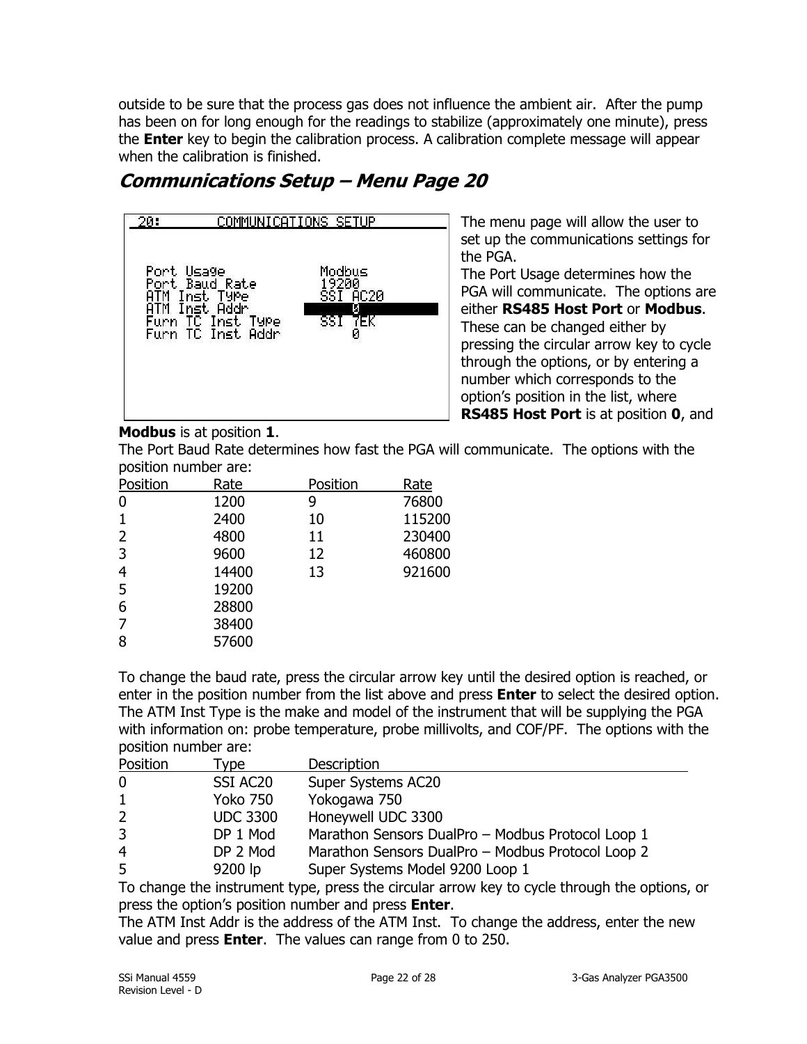outside to be sure that the process gas does not influence the ambient air. After the pump has been on for long enough for the readings to stabilize (approximately one minute), press the **Enter** key to begin the calibration process. A calibration complete message will appear when the calibration is finished.

## *Communications Setup – Menu Page 20*

```
20:        COMMUNICATIONS SETUP

Port Usage              Modbus
Port Baud Rate          19200
ATM Inst Type           SSI AC20
ATM Inst Addr              0
Furn TC Inst Type       SSI 7EK
Furn TC Inst Addr          0
```

The menu page will allow the user to set up the communications settings for the PGA.

The Port Usage determines how the PGA will communicate. The options are either **RS485 Host Port** or **Modbus**. These can be changed either by pressing the circular arrow key to cycle through the options, or by entering a number which corresponds to the option's position in the list, where **RS485 Host Port** is at position **0**, and **Modbus** is at position **1**.

The Port Baud Rate determines how fast the PGA will communicate. The options with the position number are:

| Position | Rate | Position | Rate |
|---|---|---|---|
| 0 | 1200 | 9 | 76800 |
| 1 | 2400 | 10 | 115200 |
| 2 | 4800 | 11 | 230400 |
| 3 | 9600 | 12 | 460800 |
| 4 | 14400 | 13 | 921600 |
| 5 | 19200 | | |
| 6 | 28800 | | |
| 7 | 38400 | | |
| 8 | 57600 | | |

To change the baud rate, press the circular arrow key until the desired option is reached, or enter in the position number from the list above and press **Enter** to select the desired option.

The ATM Inst Type is the make and model of the instrument that will be supplying the PGA with information on: probe temperature, probe millivolts, and COF/PF. The options with the position number are:

| Position | Type | Description |
|---|---|---|
| 0 | SSI AC20 | Super Systems AC20 |
| 1 | Yoko 750 | Yokogawa 750 |
| 2 | UDC 3300 | Honeywell UDC 3300 |
| 3 | DP 1 Mod | Marathon Sensors DualPro – Modbus Protocol Loop 1 |
| 4 | DP 2 Mod | Marathon Sensors DualPro – Modbus Protocol Loop 2 |
| 5 | 9200 lp | Super Systems Model 9200 Loop 1 |

To change the instrument type, press the circular arrow key to cycle through the options, or press the option's position number and press **Enter**.

The ATM Inst Addr is the address of the ATM Inst. To change the address, enter the new value and press **Enter**. The values can range from 0 to 250.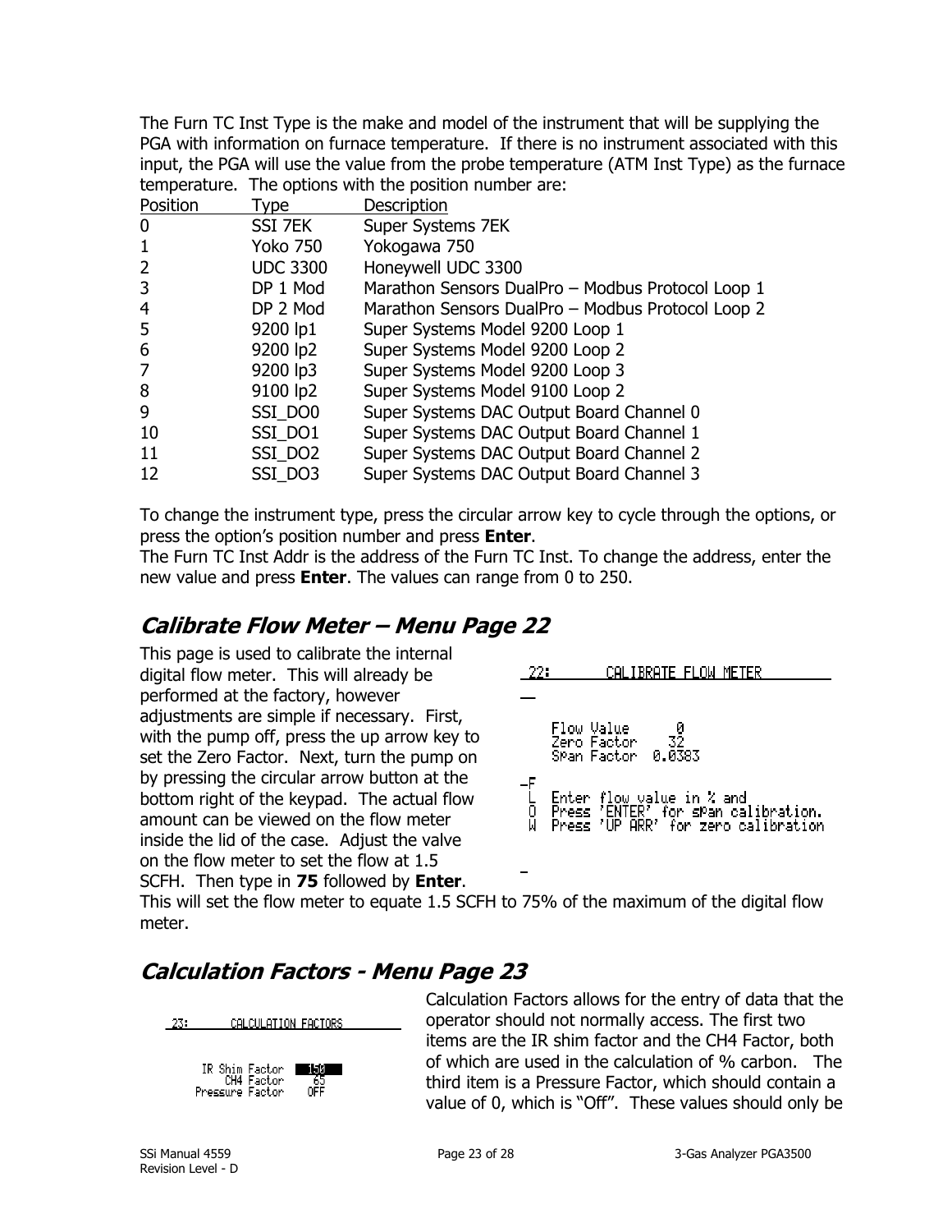The Furn TC Inst Type is the make and model of the instrument that will be supplying the PGA with information on furnace temperature. If there is no instrument associated with this input, the PGA will use the value from the probe temperature (ATM Inst Type) as the furnace temperature. The options with the position number are:

| Position | Type | Description |
|---|---|---|
| 0 | SSI 7EK | Super Systems 7EK |
| 1 | Yoko 750 | Yokogawa 750 |
| 2 | UDC 3300 | Honeywell UDC 3300 |
| 3 | DP 1 Mod | Marathon Sensors DualPro – Modbus Protocol Loop 1 |
| 4 | DP 2 Mod | Marathon Sensors DualPro – Modbus Protocol Loop 2 |
| 5 | 9200 lp1 | Super Systems Model 9200 Loop 1 |
| 6 | 9200 lp2 | Super Systems Model 9200 Loop 2 |
| 7 | 9200 lp3 | Super Systems Model 9200 Loop 3 |
| 8 | 9100 lp2 | Super Systems Model 9100 Loop 2 |
| 9 | SSI_DO0 | Super Systems DAC Output Board Channel 0 |
| 10 | SSI_DO1 | Super Systems DAC Output Board Channel 1 |
| 11 | SSI_DO2 | Super Systems DAC Output Board Channel 2 |
| 12 | SSI_DO3 | Super Systems DAC Output Board Channel 3 |

To change the instrument type, press the circular arrow key to cycle through the options, or press the option's position number and press **Enter**.

The Furn TC Inst Addr is the address of the Furn TC Inst. To change the address, enter the new value and press **Enter**. The values can range from 0 to 250.

## *Calibrate Flow Meter – Menu Page 22*

This page is used to calibrate the internal digital flow meter. This will already be performed at the factory, however adjustments are simple if necessary. First, with the pump off, press the up arrow key to set the Zero Factor. Next, turn the pump on by pressing the circular arrow button at the bottom right of the keypad. The actual flow amount can be viewed on the flow meter inside the lid of the case. Adjust the valve on the flow meter to set the flow at 1.5 SCFH. Then type in **75** followed by **Enter**. This will set the flow meter to equate 1.5 SCFH to 75% of the maximum of the digital flow meter.

```
22:        CALIBRATE FLOW METER

    Flow Value      0
    Zero Factor    32
    Span Factor  0.0383

F
L   Enter flow value in % and
O   Press 'ENTER' for span calibration.
W   Press 'UP ARR' for zero calibration
```

## *Calculation Factors - Menu Page 23*

```
23:       CALCULATION FACTORS

    IR Shim Factor   150
        CH4 Factor    65
   Pressure Factor   OFF
```

Calculation Factors allows for the entry of data that the operator should not normally access. The first two items are the IR shim factor and the CH4 Factor, both of which are used in the calculation of % carbon. The third item is a Pressure Factor, which should contain a value of 0, which is "Off". These values should only be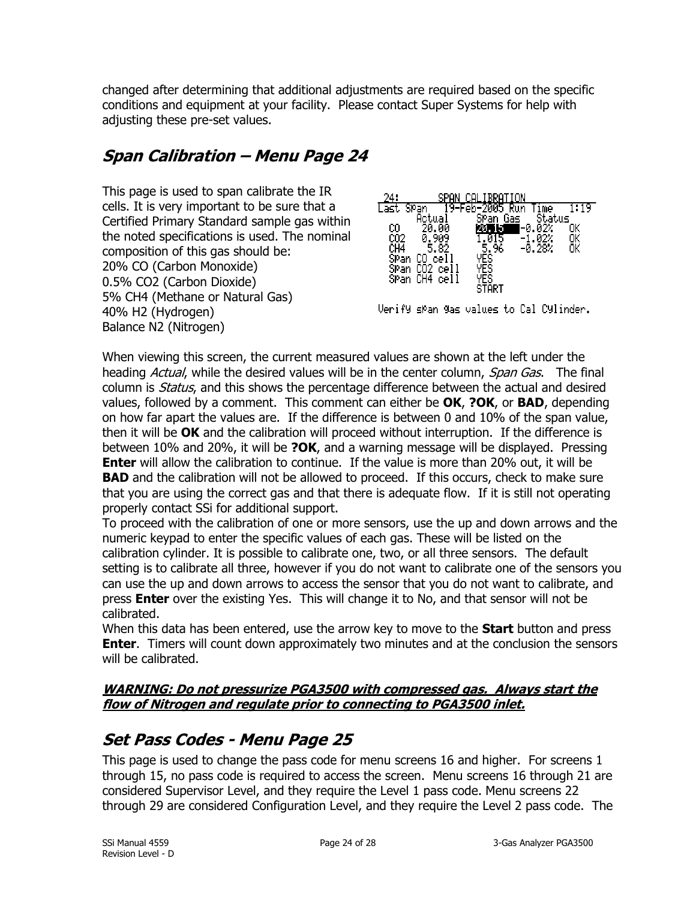changed after determining that additional adjustments are required based on the specific conditions and equipment at your facility. Please contact Super Systems for help with adjusting these pre-set values.

## *Span Calibration – Menu Page 24*

This page is used to span calibrate the IR cells. It is very important to be sure that a Certified Primary Standard sample gas within the noted specifications is used. The nominal composition of this gas should be:
20% CO (Carbon Monoxide)
0.5% $CO_2$ (Carbon Dioxide)
5% $CH_4$ (Methane or Natural Gas)
40% $H_2$ (Hydrogen)
Balance $N_2$ (Nitrogen)

```
24:          SPAN CALIBRATION
Last Span   19-Feb-2005 Run Time   1:19
       Actual     Span Gas   Status
  CO    20.00     20.15     -0.02%    OK
  CO2   0.909     1.015     -1.02%    OK
  CH4    5.82      5.96     -0.28%    OK
  Span CO cell    YES
  Span CO2 cell   YES
  Span CH4 cell   YES
                  START
Verify span gas values to Cal Cylinder.
```

When viewing this screen, the current measured values are shown at the left under the heading *Actual*, while the desired values will be in the center column, *Span Gas*. The final column is *Status*, and this shows the percentage difference between the actual and desired values, followed by a comment. This comment can either be **OK**, **?OK**, or **BAD**, depending on how far apart the values are. If the difference is between 0 and 10% of the span value, then it will be **OK** and the calibration will proceed without interruption. If the difference is between 10% and 20%, it will be **?OK**, and a warning message will be displayed. Pressing **Enter** will allow the calibration to continue. If the value is more than 20% out, it will be **BAD** and the calibration will not be allowed to proceed. If this occurs, check to make sure that you are using the correct gas and that there is adequate flow. If it is still not operating properly contact SSi for additional support.

To proceed with the calibration of one or more sensors, use the up and down arrows and the numeric keypad to enter the specific values of each gas. These will be listed on the calibration cylinder. It is possible to calibrate one, two, or all three sensors. The default setting is to calibrate all three, however if you do not want to calibrate one of the sensors you can use the up and down arrows to access the sensor that you do not want to calibrate, and press **Enter** over the existing Yes. This will change it to No, and that sensor will not be calibrated.

When this data has been entered, use the arrow key to move to the **Start** button and press **Enter**. Timers will count down approximately two minutes and at the conclusion the sensors will be calibrated.

***WARNING: Do not pressurize PGA3500 with compressed gas. Always start the flow of Nitrogen and regulate prior to connecting to PGA3500 inlet.***

## *Set Pass Codes - Menu Page 25*

This page is used to change the pass code for menu screens 16 and higher. For screens 1 through 15, no pass code is required to access the screen. Menu screens 16 through 21 are considered Supervisor Level, and they require the Level 1 pass code. Menu screens 22 through 29 are considered Configuration Level, and they require the Level 2 pass code. The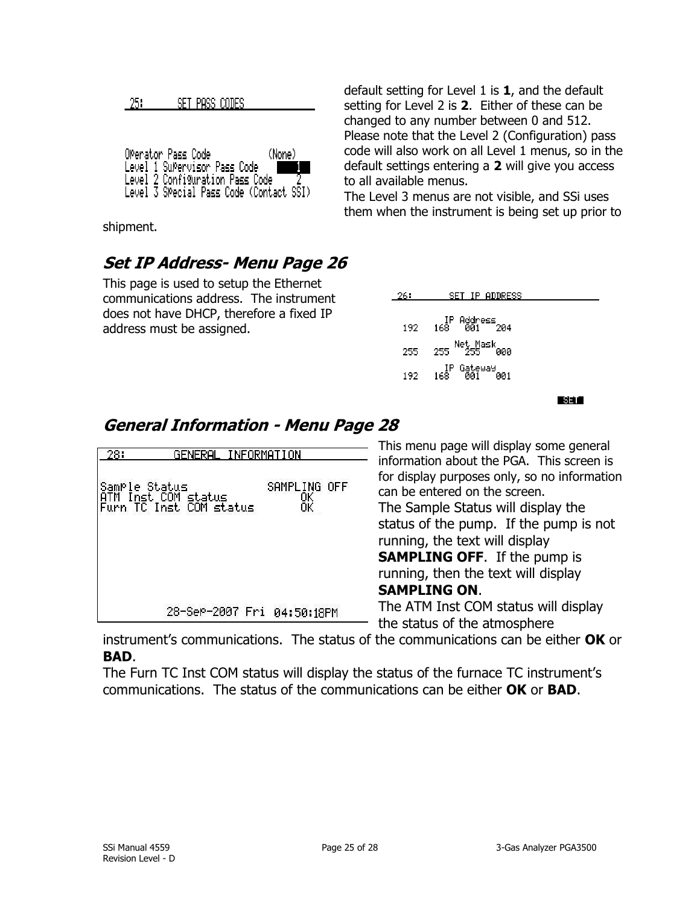```
25:        SET PASS CODES

Operator Pass Code              (None)
Level 1 Supervisor Pass Code         1
Level 2 Configuration Pass Code      2
Level 3 Special Pass Code (Contact SSI)
```

default setting for Level 1 is **1**, and the default setting for Level 2 is **2**. Either of these can be changed to any number between 0 and 512. Please note that the Level 2 (Configuration) pass code will also work on all Level 1 menus, so in the default settings entering a **2** will give you access to all available menus.
The Level 3 menus are not visible, and SSi uses them when the instrument is being set up prior to shipment.

## *Set IP Address- Menu Page 26*

This page is used to setup the Ethernet communications address. The instrument does not have DHCP, therefore a fixed IP address must be assigned.

```
26:        SET IP ADDRESS

         IP Address
192   168   001   204
          Net Mask
255   255   255   000
         IP Gateway
192   168   001   001

                              SET
```

## *General Information - Menu Page 28*

```
28:        GENERAL INFORMATION

Sample Status              SAMPLING OFF
ATM Inst COM status                  OK
Furn TC Inst COM status              OK

          28-Sep-2007 Fri 04:50:18PM
```

This menu page will display some general information about the PGA. This screen is for display purposes only, so no information can be entered on the screen.
The Sample Status will display the status of the pump. If the pump is not running, the text will display **SAMPLING OFF**. If the pump is running, then the text will display **SAMPLING ON**.
The ATM Inst COM status will display the status of the atmosphere instrument's communications. The status of the communications can be either **OK** or **BAD**.
The Furn TC Inst COM status will display the status of the furnace TC instrument's communications. The status of the communications can be either **OK** or **BAD**.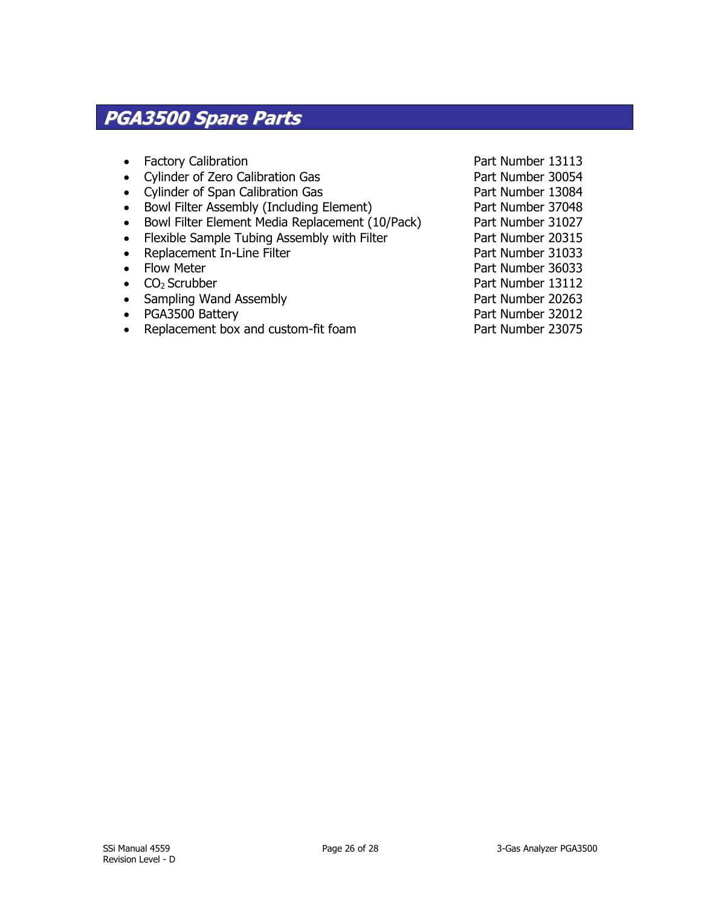## PGA3500 Spare Parts

- Factory Calibration — Part Number 13113
- Cylinder of Zero Calibration Gas — Part Number 30054
- Cylinder of Span Calibration Gas — Part Number 13084
- Bowl Filter Assembly (Including Element) — Part Number 37048
- Bowl Filter Element Media Replacement (10/Pack) — Part Number 31027
- Flexible Sample Tubing Assembly with Filter — Part Number 20315
- Replacement In-Line Filter — Part Number 31033
- Flow Meter — Part Number 36033
- $CO_2$ Scrubber — Part Number 13112
- Sampling Wand Assembly — Part Number 20263
- PGA3500 Battery — Part Number 32012
- Replacement box and custom-fit foam — Part Number 23075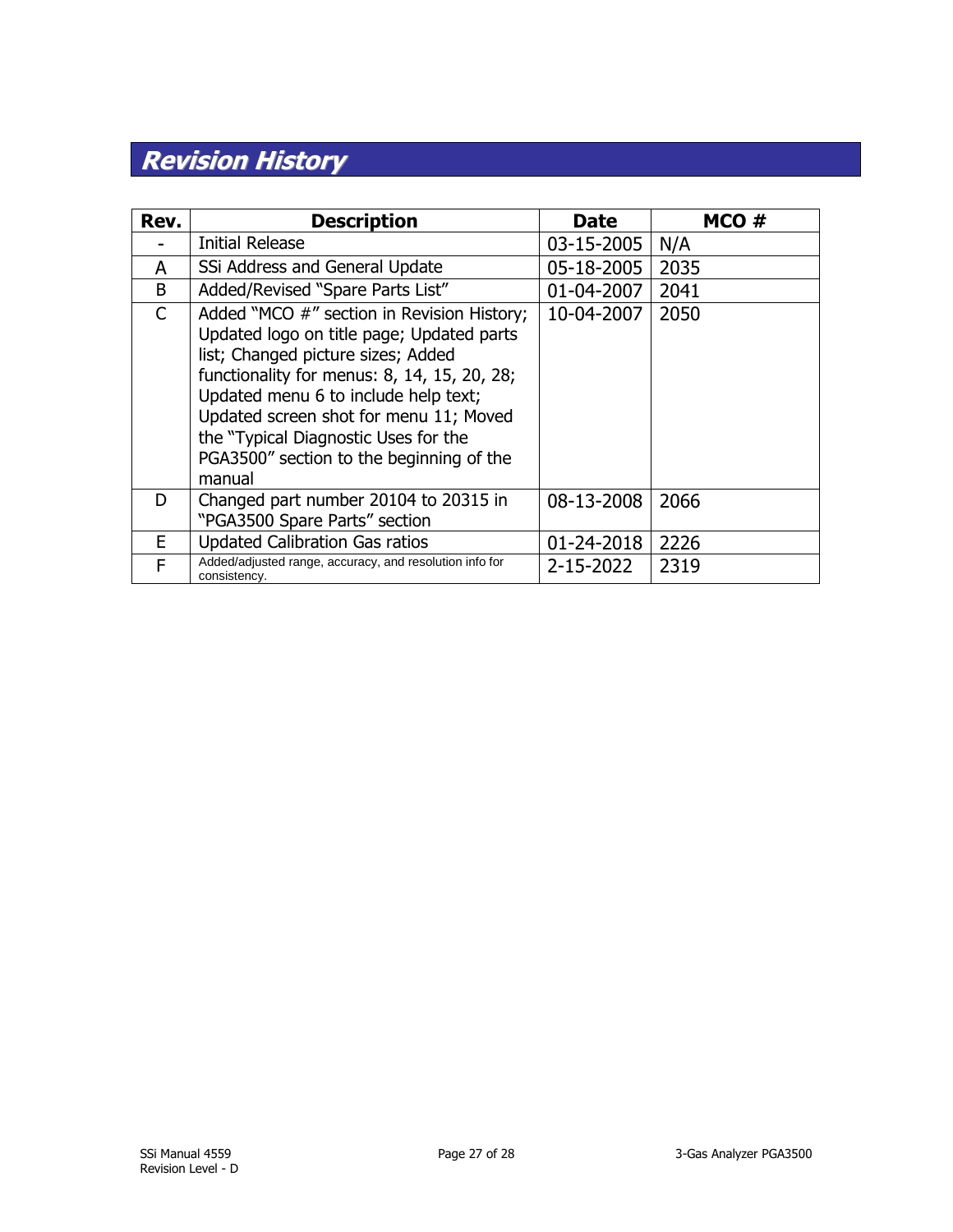# Revision History

| Rev. | Description | Date | MCO # |
|---|---|---|---|
| - | Initial Release | 03-15-2005 | N/A |
| A | SSi Address and General Update | 05-18-2005 | 2035 |
| B | Added/Revised "Spare Parts List" | 01-04-2007 | 2041 |
| C | Added "MCO #" section in Revision History; Updated logo on title page; Updated parts list; Changed picture sizes; Added functionality for menus: 8, 14, 15, 20, 28; Updated menu 6 to include help text; Updated screen shot for menu 11; Moved the "Typical Diagnostic Uses for the PGA3500" section to the beginning of the manual | 10-04-2007 | 2050 |
| D | Changed part number 20104 to 20315 in "PGA3500 Spare Parts" section | 08-13-2008 | 2066 |
| E | Updated Calibration Gas ratios | 01-24-2018 | 2226 |
| F | Added/adjusted range, accuracy, and resolution info for consistency. | 2-15-2022 | 2319 |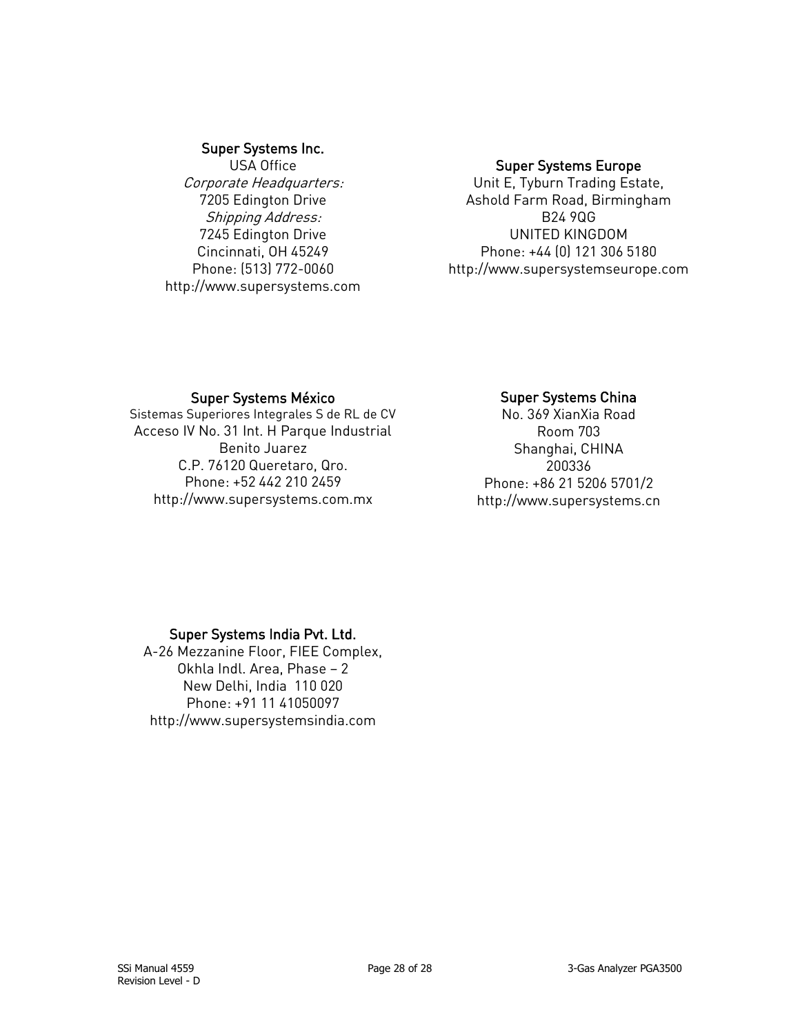**Super Systems Inc.**
USA Office
*Corporate Headquarters:*
7205 Edington Drive
*Shipping Address:*
7245 Edington Drive
Cincinnati, OH 45249
Phone: (513) 772-0060
http://www.supersystems.com

**Super Systems Europe**
Unit E, Tyburn Trading Estate,
Ashold Farm Road, Birmingham
B24 9QG
UNITED KINGDOM
Phone: +44 (0) 121 306 5180
http://www.supersystemseurope.com

**Super Systems México**
Sistemas Superiores Integrales S de RL de CV
Acceso IV No. 31 Int. H Parque Industrial
Benito Juarez
C.P. 76120 Queretaro, Qro.
Phone: +52 442 210 2459
http://www.supersystems.com.mx

**Super Systems China**
No. 369 XianXia Road
Room 703
Shanghai, CHINA
200336
Phone: +86 21 5206 5701/2
http://www.supersystems.cn

**Super Systems India Pvt. Ltd.**
A-26 Mezzanine Floor, FIEE Complex,
Okhla Indl. Area, Phase – 2
New Delhi, India 110 020
Phone: +91 11 41050097
http://www.supersystemsindia.com